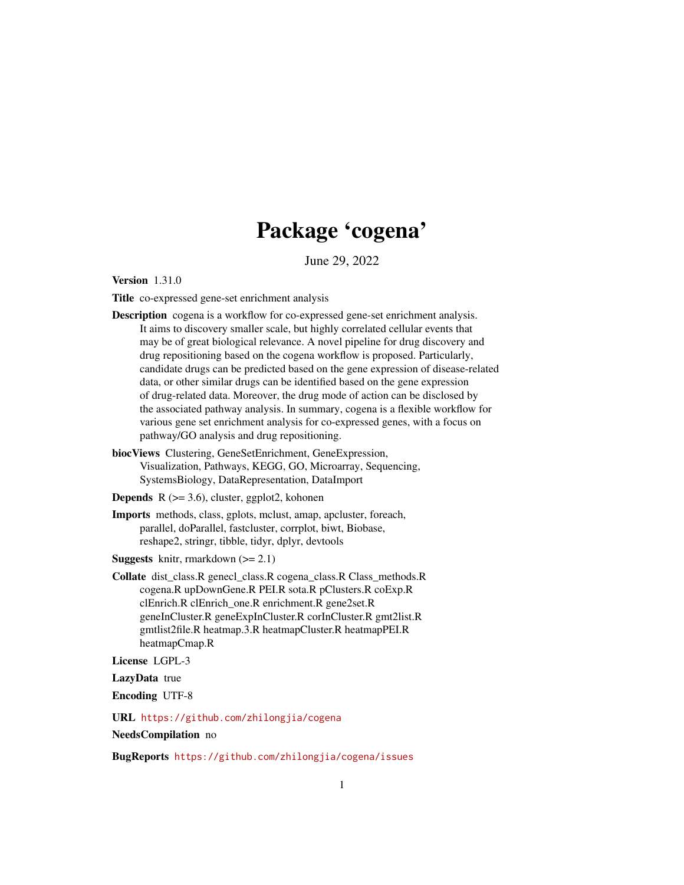# Package 'cogena'

June 29, 2022

**Version** 1.31.0

**Title** co-expressed gene-set enrichment analysis

**Description** cogena is a workflow for co-expressed gene-set enrichment analysis. It aims to discovery smaller scale, but highly correlated cellular events that may be of great biological relevance. A novel pipeline for drug discovery and drug repositioning based on the cogena workflow is proposed. Particularly, candidate drugs can be predicted based on the gene expression of disease-related data, or other similar drugs can be identified based on the gene expression of drug-related data. Moreover, the drug mode of action can be disclosed by the associated pathway analysis. In summary, cogena is a flexible workflow for various gene set enrichment analysis for co-expressed genes, with a focus on pathway/GO analysis and drug repositioning.

**biocViews** Clustering, GeneSetEnrichment, GeneExpression, Visualization, Pathways, KEGG, GO, Microarray, Sequencing, SystemsBiology, DataRepresentation, DataImport

**Depends** R (>= 3.6), cluster, ggplot2, kohonen

**Imports** methods, class, gplots, mclust, amap, apcluster, foreach, parallel, doParallel, fastcluster, corrplot, biwt, Biobase, reshape2, stringr, tibble, tidyr, dplyr, devtools

**Suggests** knitr, rmarkdown (>= 2.1)

**Collate** dist_class.R genecl_class.R cogena_class.R Class_methods.R cogena.R upDownGene.R PEI.R sota.R pClusters.R coExp.R clEnrich.R clEnrich_one.R enrichment.R gene2set.R geneInCluster.R geneExpInCluster.R corInCluster.R gmt2list.R gmtlist2file.R heatmap.3.R heatmapCluster.R heatmapPEI.R heatmapCmap.R

**License** LGPL-3

**LazyData** true

**Encoding** UTF-8

**URL** https://github.com/zhilongjia/cogena

**NeedsCompilation** no

**BugReports** https://github.com/zhilongjia/cogena/issues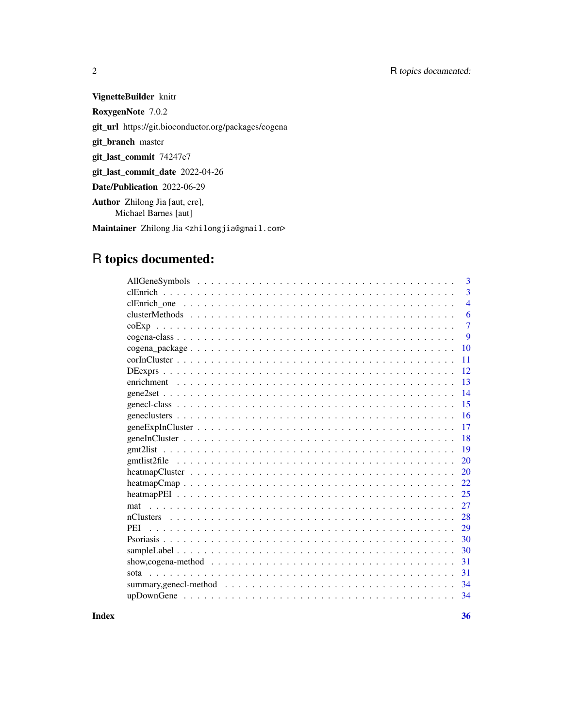**VignetteBuilder** knitr

**RoxygenNote** 7.0.2

**git_url** https://git.bioconductor.org/packages/cogena

**git_branch** master

**git_last_commit** 74247e7

**git_last_commit_date** 2022-04-26

**Date/Publication** 2022-06-29

**Author** Zhilong Jia [aut, cre],
Michael Barnes [aut]

**Maintainer** Zhilong Jia <zhilongjia@gmail.com>

# R topics documented:

| | |
|---|---|
| AllGeneSymbols | 3 |
| clEnrich | 3 |
| clEnrich_one | 4 |
| clusterMethods | 6 |
| coExp | 7 |
| cogena-class | 9 |
| cogena_package | 10 |
| corInCluster | 11 |
| DEexprs | 12 |
| enrichment | 13 |
| gene2set | 14 |
| genecl-class | 15 |
| geneclusters | 16 |
| geneExpInCluster | 17 |
| geneInCluster | 18 |
| gmt2list | 19 |
| gmtlist2file | 20 |
| heatmapCluster | 20 |
| heatmapCmap | 22 |
| heatmapPEI | 25 |
| mat | 27 |
| nClusters | 28 |
| PEI | 29 |
| Psoriasis | 30 |
| sampleLabel | 30 |
| show,cogena-method | 31 |
| sota | 31 |
| summary,genecl-method | 34 |
| upDownGene | 34 |

**Index** **36**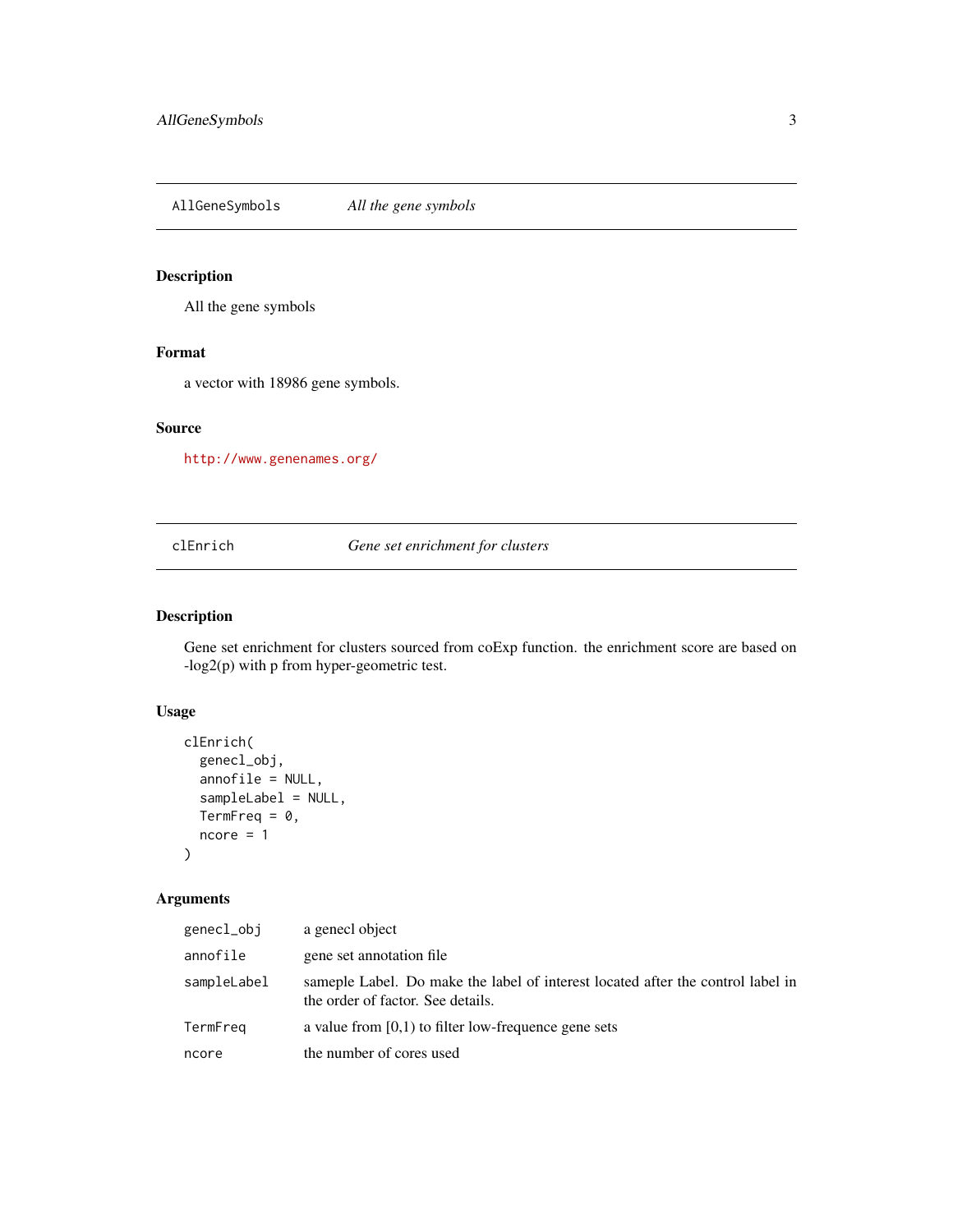## AllGeneSymbols *All the gene symbols*

### Description

All the gene symbols

### Format

a vector with 18986 gene symbols.

### Source

http://www.genenames.org/

## clEnrich *Gene set enrichment for clusters*

### Description

Gene set enrichment for clusters sourced from coExp function. the enrichment score are based on -log2(p) with p from hyper-geometric test.

### Usage

```
clEnrich(
  genecl_obj,
  annofile = NULL,
  sampleLabel = NULL,
  TermFreq = 0,
  ncore = 1
)
```

### Arguments

| | |
|---|---|
| genecl_obj | a genecl object |
| annofile | gene set annotation file |
| sampleLabel | sameple Label. Do make the label of interest located after the control label in the order of factor. See details. |
| TermFreq | a value from [0,1) to filter low-frequence gene sets |
| ncore | the number of cores used |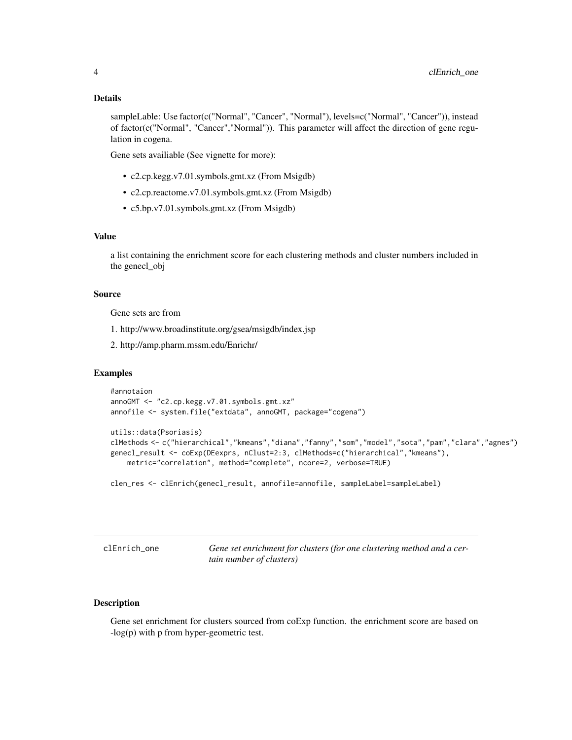## Details

sampleLable: Use factor(c("Normal", "Cancer", "Normal"), levels=c("Normal", "Cancer")), instead of factor(c("Normal", "Cancer","Normal")). This parameter will affect the direction of gene regulation in cogena.

Gene sets availiable (See vignette for more):

- c2.cp.kegg.v7.01.symbols.gmt.xz (From Msigdb)
- c2.cp.reactome.v7.01.symbols.gmt.xz (From Msigdb)
- c5.bp.v7.01.symbols.gmt.xz (From Msigdb)

## Value

a list containing the enrichment score for each clustering methods and cluster numbers included in the genecl_obj

## Source

Gene sets are from

1. http://www.broadinstitute.org/gsea/msigdb/index.jsp
2. http://amp.pharm.mssm.edu/Enrichr/

## Examples

```
#annotaion
annoGMT <- "c2.cp.kegg.v7.01.symbols.gmt.xz"
annofile <- system.file("extdata", annoGMT, package="cogena")

utils::data(Psoriasis)
clMethods <- c("hierarchical","kmeans","diana","fanny","som","model","sota","pam","clara","agnes")
genecl_result <- coExp(DEexprs, nClust=2:3, clMethods=c("hierarchical","kmeans"),
    metric="correlation", method="complete", ncore=2, verbose=TRUE)

clen_res <- clEnrich(genecl_result, annofile=annofile, sampleLabel=sampleLabel)
```

---

# clEnrich_one — *Gene set enrichment for clusters (for one clustering method and a certain number of clusters)*

## Description

Gene set enrichment for clusters sourced from coExp function. the enrichment score are based on -log(p) with p from hyper-geometric test.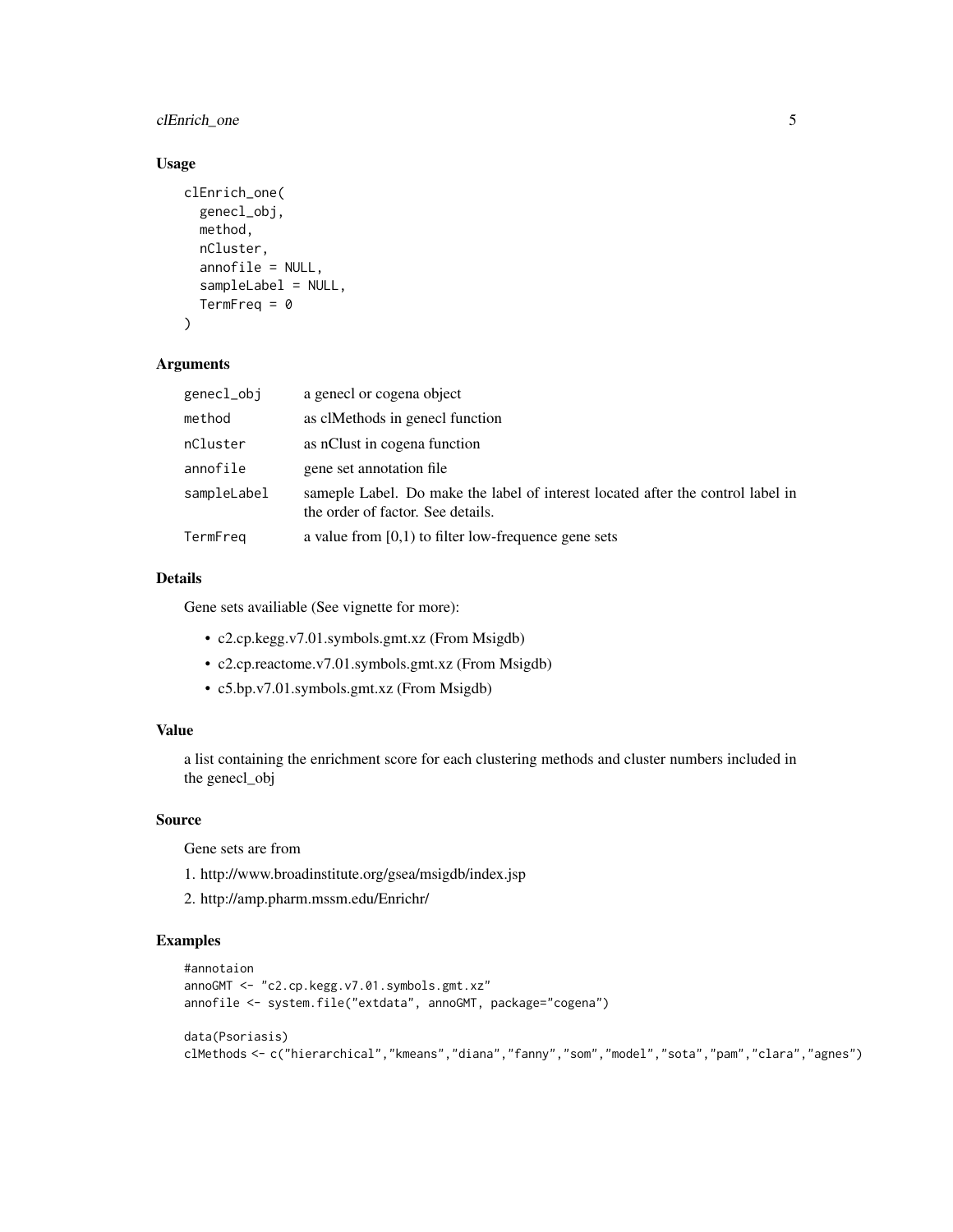## Usage

```
clEnrich_one(
  genecl_obj,
  method,
  nCluster,
  annofile = NULL,
  sampleLabel = NULL,
  TermFreq = 0
)
```

## Arguments

| | |
|---|---|
| genecl_obj | a genecl or cogena object |
| method | as clMethods in genecl function |
| nCluster | as nClust in cogena function |
| annofile | gene set annotation file |
| sampleLabel | sameple Label. Do make the label of interest located after the control label in the order of factor. See details. |
| TermFreq | a value from [0,1) to filter low-frequence gene sets |

## Details

Gene sets availiable (See vignette for more):

- c2.cp.kegg.v7.01.symbols.gmt.xz (From Msigdb)
- c2.cp.reactome.v7.01.symbols.gmt.xz (From Msigdb)
- c5.bp.v7.01.symbols.gmt.xz (From Msigdb)

## Value

a list containing the enrichment score for each clustering methods and cluster numbers included in the genecl_obj

## Source

Gene sets are from

1. http://www.broadinstitute.org/gsea/msigdb/index.jsp
2. http://amp.pharm.mssm.edu/Enrichr/

## Examples

```
#annotaion
annoGMT <- "c2.cp.kegg.v7.01.symbols.gmt.xz"
annofile <- system.file("extdata", annoGMT, package="cogena")

data(Psoriasis)
clMethods <- c("hierarchical","kmeans","diana","fanny","som","model","sota","pam","clara","agnes")
```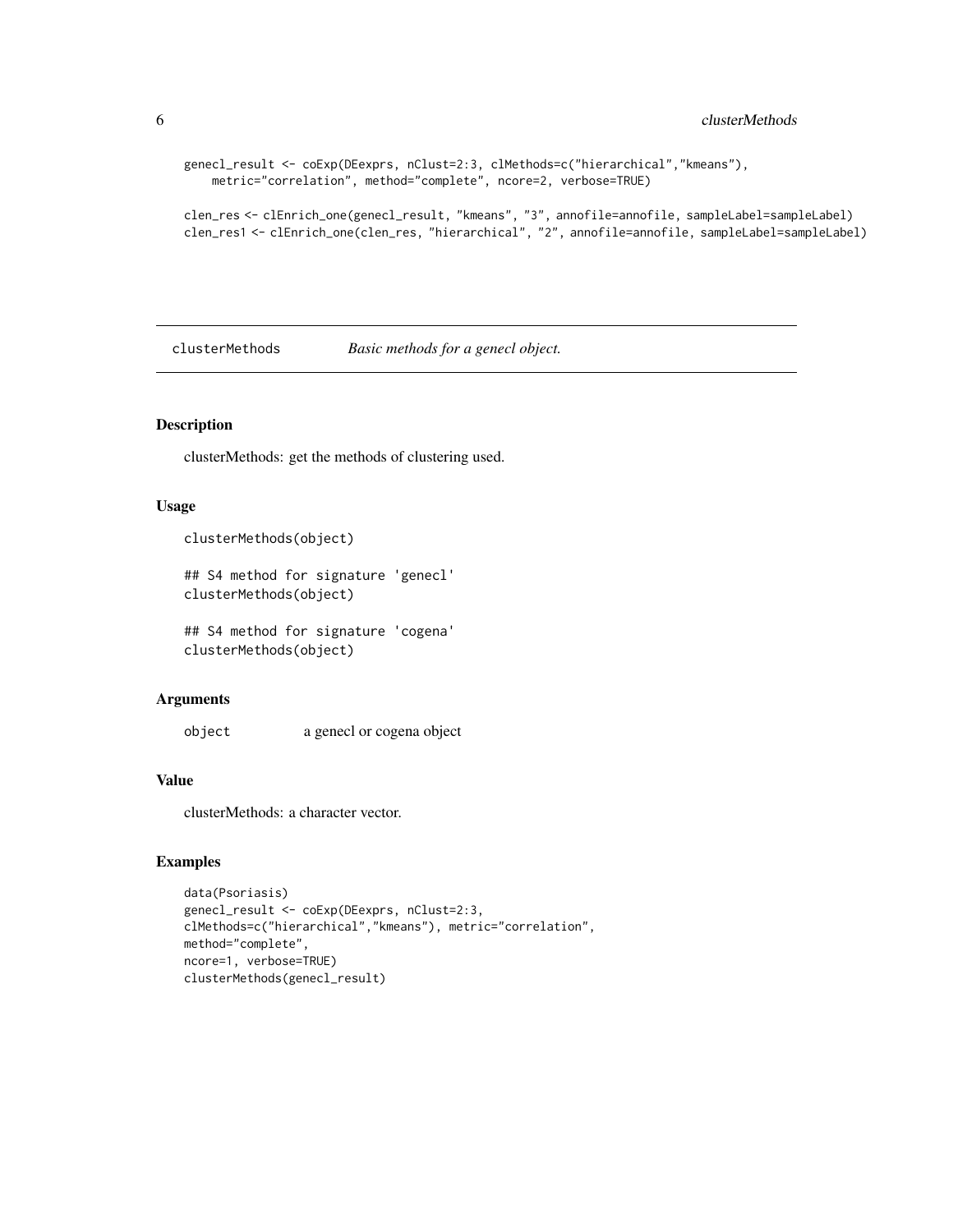```
genecl_result <- coExp(DEexprs, nClust=2:3, clMethods=c("hierarchical","kmeans"),
    metric="correlation", method="complete", ncore=2, verbose=TRUE)

clen_res <- clEnrich_one(genecl_result, "kmeans", "3", annofile=annofile, sampleLabel=sampleLabel)
clen_res1 <- clEnrich_one(clen_res, "hierarchical", "2", annofile=annofile, sampleLabel=sampleLabel)
```

## clusterMethods *Basic methods for a genecl object.*

### Description

clusterMethods: get the methods of clustering used.

### Usage

```
clusterMethods(object)

## S4 method for signature 'genecl'
clusterMethods(object)

## S4 method for signature 'cogena'
clusterMethods(object)
```

### Arguments

| | |
|---|---|
| object | a genecl or cogena object |

### Value

clusterMethods: a character vector.

### Examples

```
data(Psoriasis)
genecl_result <- coExp(DEexprs, nClust=2:3,
clMethods=c("hierarchical","kmeans"), metric="correlation",
method="complete",
ncore=1, verbose=TRUE)
clusterMethods(genecl_result)
```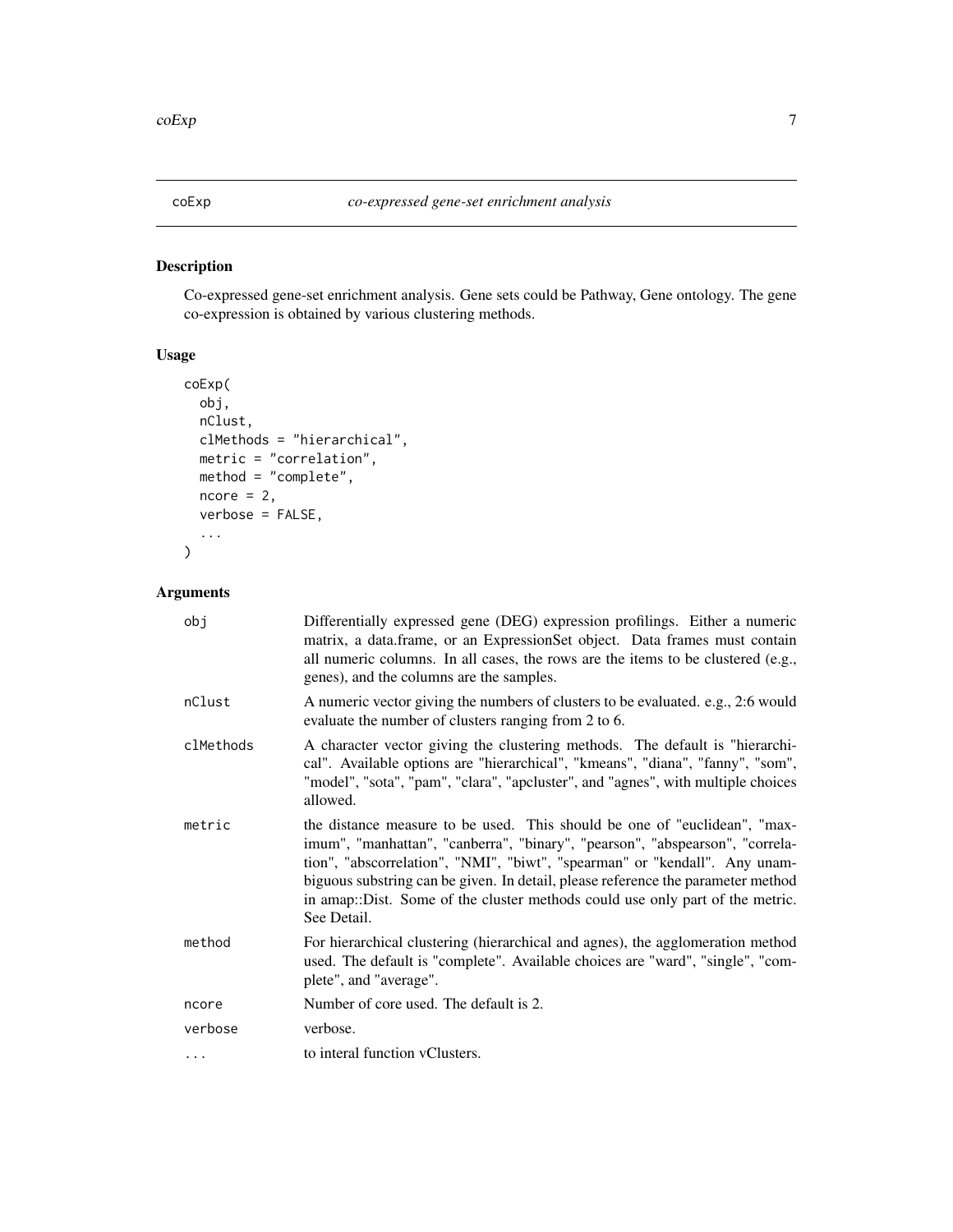# coExp — *co-expressed gene-set enrichment analysis*

## Description

Co-expressed gene-set enrichment analysis. Gene sets could be Pathway, Gene ontology. The gene co-expression is obtained by various clustering methods.

## Usage

```
coExp(
  obj,
  nClust,
  clMethods = "hierarchical",
  metric = "correlation",
  method = "complete",
  ncore = 2,
  verbose = FALSE,
  ...
)
```

## Arguments

| | |
|---|---|
| obj | Differentially expressed gene (DEG) expression profilings. Either a numeric matrix, a data.frame, or an ExpressionSet object. Data frames must contain all numeric columns. In all cases, the rows are the items to be clustered (e.g., genes), and the columns are the samples. |
| nClust | A numeric vector giving the numbers of clusters to be evaluated. e.g., 2:6 would evaluate the number of clusters ranging from 2 to 6. |
| clMethods | A character vector giving the clustering methods. The default is "hierarchical". Available options are "hierarchical", "kmeans", "diana", "fanny", "som", "model", "sota", "pam", "clara", "apcluster", and "agnes", with multiple choices allowed. |
| metric | the distance measure to be used. This should be one of "euclidean", "maximum", "manhattan", "canberra", "binary", "pearson", "abspearson", "correlation", "abscorrelation", "NMI", "biwt", "spearman" or "kendall". Any unambiguous substring can be given. In detail, please reference the parameter method in amap::Dist. Some of the cluster methods could use only part of the metric. See Detail. |
| method | For hierarchical clustering (hierarchical and agnes), the agglomeration method used. The default is "complete". Available choices are "ward", "single", "complete", and "average". |
| ncore | Number of core used. The default is 2. |
| verbose | verbose. |
| ... | to interal function vClusters. |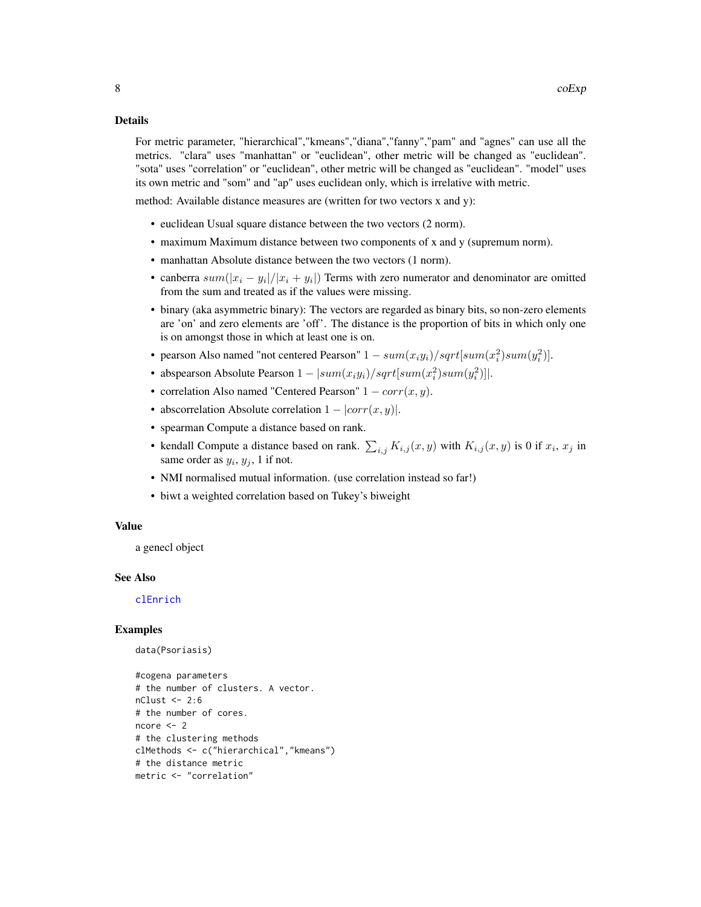### Details

For metric parameter, "hierarchical","kmeans","diana","fanny","pam" and "agnes" can use all the metrics. "clara" uses "manhattan" or "euclidean", other metric will be changed as "euclidean". "sota" uses "correlation" or "euclidean", other metric will be changed as "euclidean". "model" uses its own metric and "som" and "ap" uses euclidean only, which is irrelative with metric.

method: Available distance measures are (written for two vectors x and y):

- euclidean Usual square distance between the two vectors (2 norm).
- maximum Maximum distance between two components of x and y (supremum norm).
- manhattan Absolute distance between the two vectors (1 norm).
- canberra $sum(|x_i - y_i|/|x_i + y_i|)$ Terms with zero numerator and denominator are omitted from the sum and treated as if the values were missing.
- binary (aka asymmetric binary): The vectors are regarded as binary bits, so non-zero elements are 'on' and zero elements are 'off'. The distance is the proportion of bits in which only one is on amongst those in which at least one is on.
- pearson Also named "not centered Pearson" $1 - sum(x_i y_i)/sqrt[sum(x_i^2) sum(y_i^2)]$.
- abspearson Absolute Pearson $1 - |sum(x_i y_i)/sqrt[sum(x_i^2) sum(y_i^2)]|$.
- correlation Also named "Centered Pearson" $1 - corr(x, y)$.
- abscorrelation Absolute correlation $1 - |corr(x, y)|$.
- spearman Compute a distance based on rank.
- kendall Compute a distance based on rank. $\sum_{i,j} K_{i,j}(x, y)$ with $K_{i,j}(x, y)$ is 0 if $x_i$, $x_j$ in same order as $y_i$, $y_j$, 1 if not.
- NMI normalised mutual information. (use correlation instead so far!)
- biwt a weighted correlation based on Tukey's biweight

### Value

a genecl object

### See Also

clEnrich

### Examples

```
data(Psoriasis)

#cogena parameters
# the number of clusters. A vector.
nClust <- 2:6
# the number of cores.
ncore <- 2
# the clustering methods
clMethods <- c("hierarchical","kmeans")
# the distance metric
metric <- "correlation"
```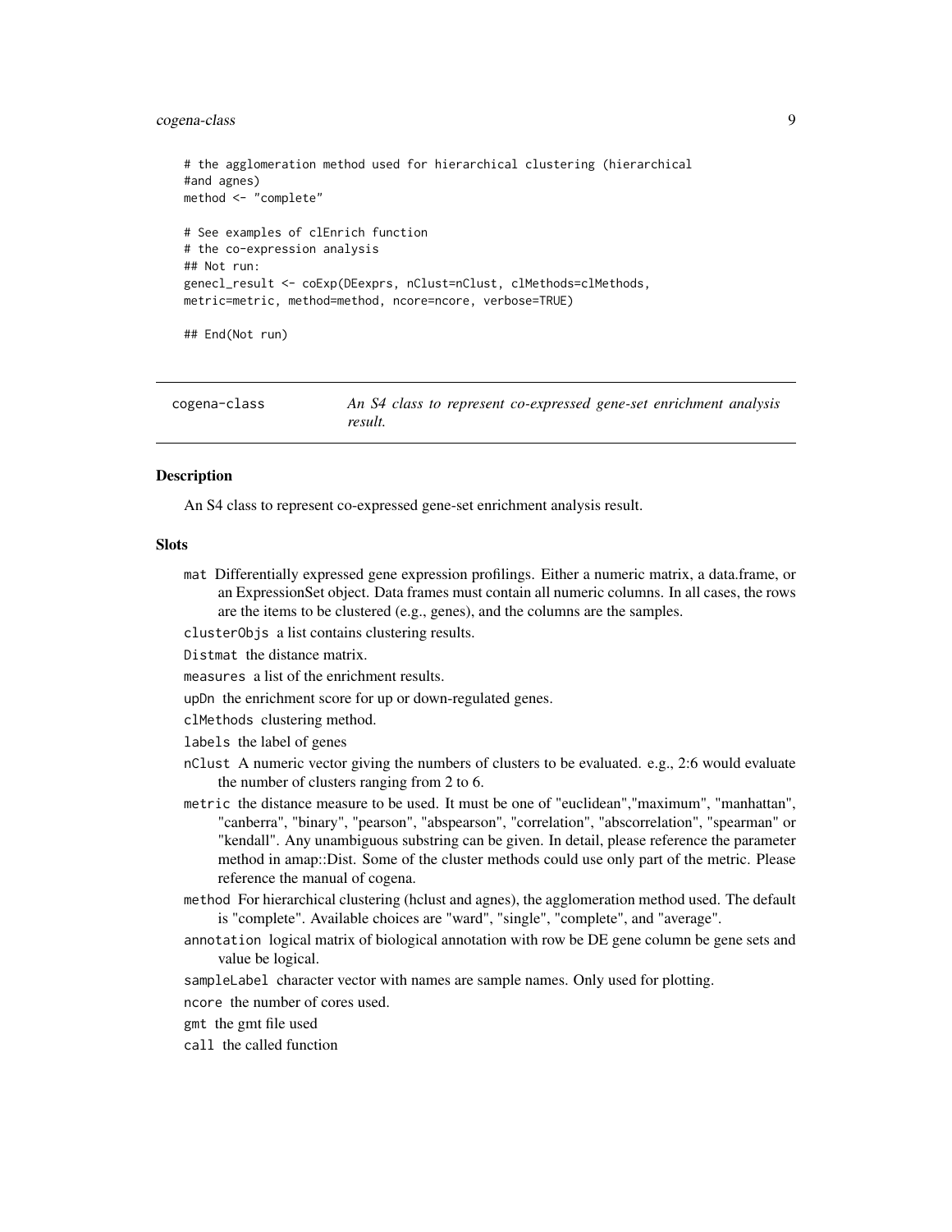```
# the agglomeration method used for hierarchical clustering (hierarchical
#and agnes)
method <- "complete"

# See examples of clEnrich function
# the co-expression analysis
## Not run:
genecl_result <- coExp(DEexprs, nClust=nClust, clMethods=clMethods,
metric=metric, method=method, ncore=ncore, verbose=TRUE)

## End(Not run)
```

## cogena-class — *An S4 class to represent co-expressed gene-set enrichment analysis result.*

### Description

An S4 class to represent co-expressed gene-set enrichment analysis result.

### Slots

- `mat` Differentially expressed gene expression profilings. Either a numeric matrix, a data.frame, or an ExpressionSet object. Data frames must contain all numeric columns. In all cases, the rows are the items to be clustered (e.g., genes), and the columns are the samples.
- `clusterObjs` a list contains clustering results.
- `Distmat` the distance matrix.
- `measures` a list of the enrichment results.
- `upDn` the enrichment score for up or down-regulated genes.
- `clMethods` clustering method.
- `labels` the label of genes
- `nClust` A numeric vector giving the numbers of clusters to be evaluated. e.g., 2:6 would evaluate the number of clusters ranging from 2 to 6.
- `metric` the distance measure to be used. It must be one of "euclidean","maximum", "manhattan", "canberra", "binary", "pearson", "abspearson", "correlation", "abscorrelation", "spearman" or "kendall". Any unambiguous substring can be given. In detail, please reference the parameter method in amap::Dist. Some of the cluster methods could use only part of the metric. Please reference the manual of cogena.
- `method` For hierarchical clustering (hclust and agnes), the agglomeration method used. The default is "complete". Available choices are "ward", "single", "complete", and "average".
- `annotation` logical matrix of biological annotation with row be DE gene column be gene sets and value be logical.
- `sampleLabel` character vector with names are sample names. Only used for plotting.
- `ncore` the number of cores used.
- `gmt` the gmt file used
- `call` the called function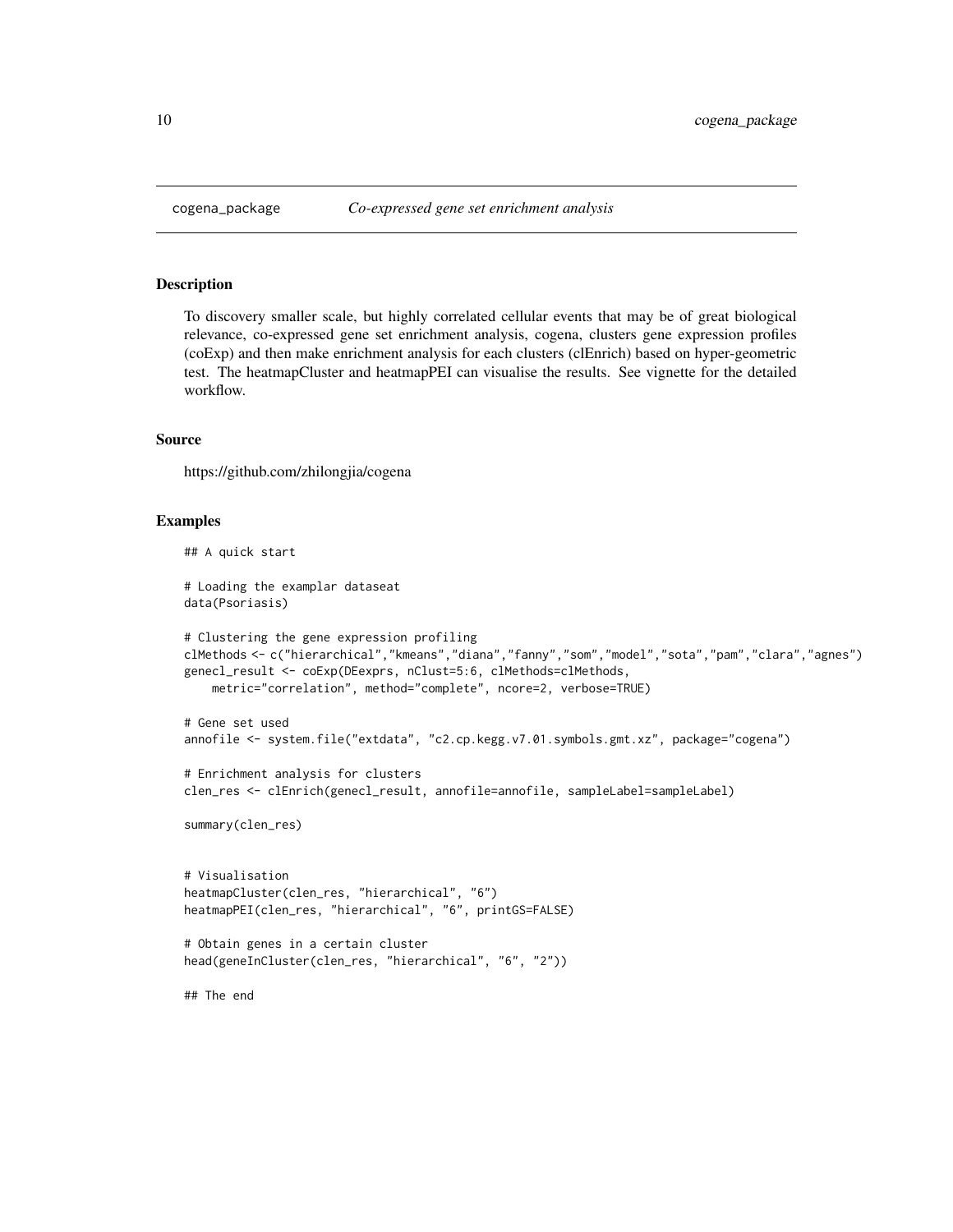# cogena_package *Co-expressed gene set enrichment analysis*

## Description

To discovery smaller scale, but highly correlated cellular events that may be of great biological relevance, co-expressed gene set enrichment analysis, cogena, clusters gene expression profiles (coExp) and then make enrichment analysis for each clusters (clEnrich) based on hyper-geometric test. The heatmapCluster and heatmapPEI can visualise the results. See vignette for the detailed workflow.

## Source

https://github.com/zhilongjia/cogena

## Examples

```
## A quick start

# Loading the examplar dataseat
data(Psoriasis)

# Clustering the gene expression profiling
clMethods <- c("hierarchical","kmeans","diana","fanny","som","model","sota","pam","clara","agnes")
genecl_result <- coExp(DEexprs, nClust=5:6, clMethods=clMethods,
    metric="correlation", method="complete", ncore=2, verbose=TRUE)

# Gene set used
annofile <- system.file("extdata", "c2.cp.kegg.v7.01.symbols.gmt.xz", package="cogena")

# Enrichment analysis for clusters
clen_res <- clEnrich(genecl_result, annofile=annofile, sampleLabel=sampleLabel)

summary(clen_res)


# Visualisation
heatmapCluster(clen_res, "hierarchical", "6")
heatmapPEI(clen_res, "hierarchical", "6", printGS=FALSE)

# Obtain genes in a certain cluster
head(geneInCluster(clen_res, "hierarchical", "6", "2"))

## The end
```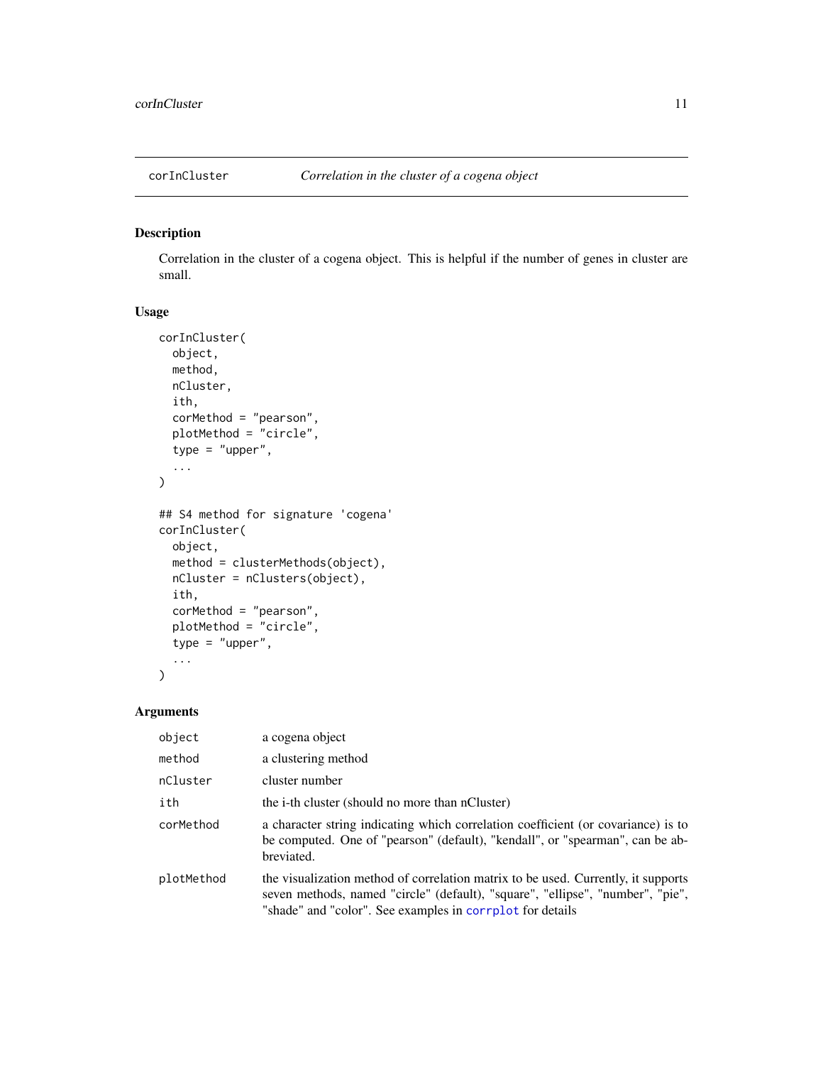## corInCluster — *Correlation in the cluster of a cogena object*

### Description

Correlation in the cluster of a cogena object. This is helpful if the number of genes in cluster are small.

### Usage

```
corInCluster(
  object,
  method,
  nCluster,
  ith,
  corMethod = "pearson",
  plotMethod = "circle",
  type = "upper",
  ...
)

## S4 method for signature 'cogena'
corInCluster(
  object,
  method = clusterMethods(object),
  nCluster = nClusters(object),
  ith,
  corMethod = "pearson",
  plotMethod = "circle",
  type = "upper",
  ...
)
```

### Arguments

| Argument | Description |
|---|---|
| `object` | a cogena object |
| `method` | a clustering method |
| `nCluster` | cluster number |
| `ith` | the i-th cluster (should no more than nCluster) |
| `corMethod` | a character string indicating which correlation coefficient (or covariance) is to be computed. One of "pearson" (default), "kendall", or "spearman", can be abbreviated. |
| `plotMethod` | the visualization method of correlation matrix to be used. Currently, it supports seven methods, named "circle" (default), "square", "ellipse", "number", "pie", "shade" and "color". See examples in `corrplot` for details |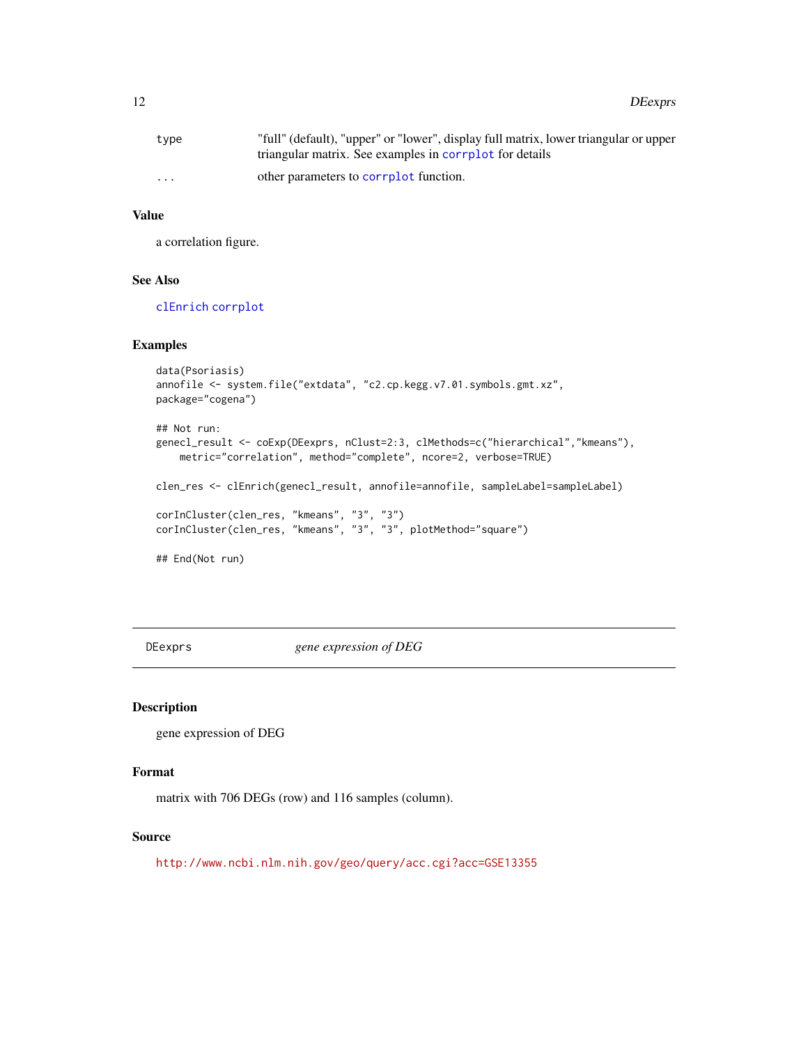| | |
|---|---|
| type | "full" (default), "upper" or "lower", display full matrix, lower triangular or upper triangular matrix. See examples in corrplot for details |
| ... | other parameters to corrplot function. |

### Value

a correlation figure.

### See Also

clEnrich corrplot

### Examples

```
data(Psoriasis)
annofile <- system.file("extdata", "c2.cp.kegg.v7.01.symbols.gmt.xz",
package="cogena")

## Not run:
genecl_result <- coExp(DEexprs, nClust=2:3, clMethods=c("hierarchical","kmeans"),
    metric="correlation", method="complete", ncore=2, verbose=TRUE)

clen_res <- clEnrich(genecl_result, annofile=annofile, sampleLabel=sampleLabel)

corInCluster(clen_res, "kmeans", "3", "3")
corInCluster(clen_res, "kmeans", "3", "3", plotMethod="square")

## End(Not run)
```

---

## DEexprs *gene expression of DEG*

### Description

gene expression of DEG

### Format

matrix with 706 DEGs (row) and 116 samples (column).

### Source

http://www.ncbi.nlm.nih.gov/geo/query/acc.cgi?acc=GSE13355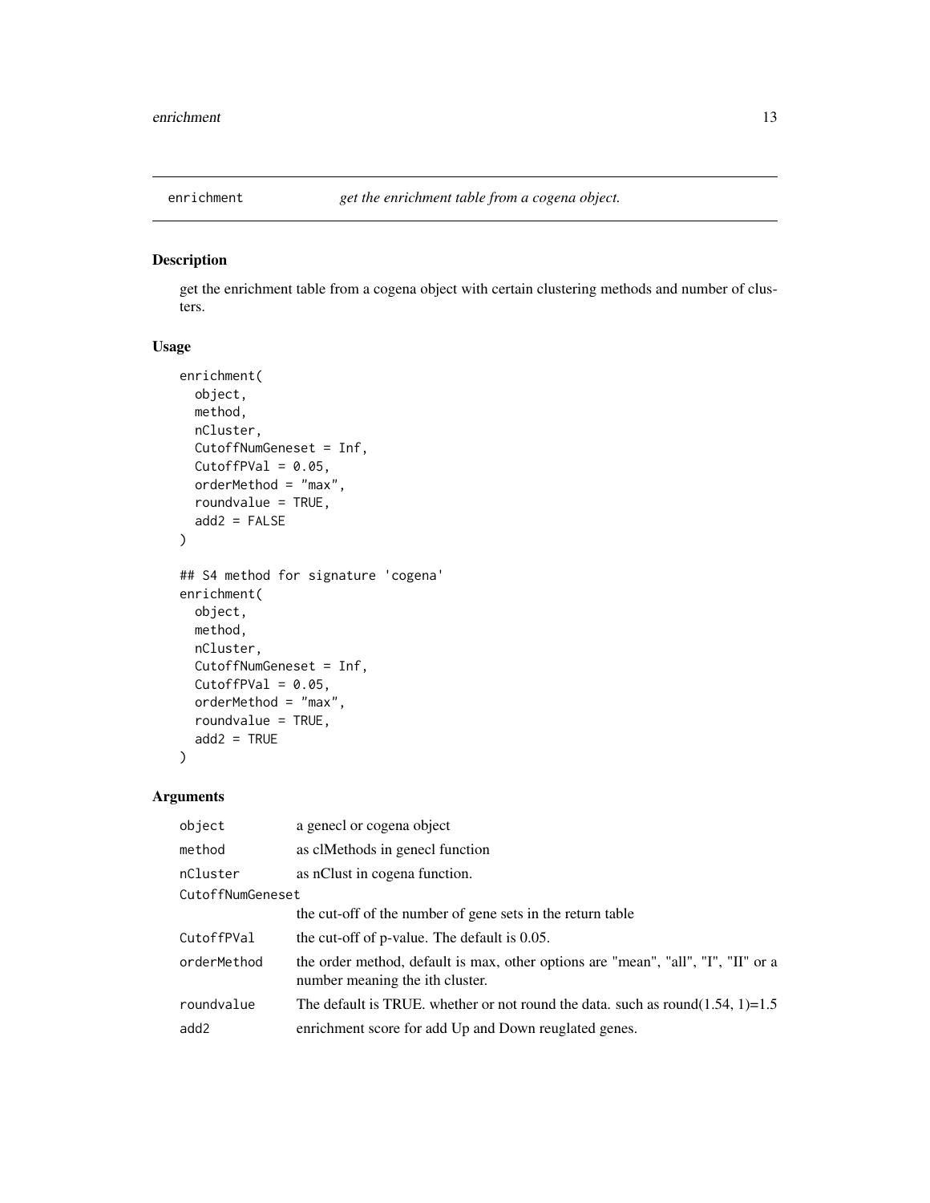# enrichment — *get the enrichment table from a cogena object.*

## Description

get the enrichment table from a cogena object with certain clustering methods and number of clusters.

## Usage

```
enrichment(
  object,
  method,
  nCluster,
  CutoffNumGeneset = Inf,
  CutoffPVal = 0.05,
  orderMethod = "max",
  roundvalue = TRUE,
  add2 = FALSE
)

## S4 method for signature 'cogena'
enrichment(
  object,
  method,
  nCluster,
  CutoffNumGeneset = Inf,
  CutoffPVal = 0.05,
  orderMethod = "max",
  roundvalue = TRUE,
  add2 = TRUE
)
```

## Arguments

| | |
|---|---|
| `object` | a genecl or cogena object |
| `method` | as clMethods in genecl function |
| `nCluster` | as nClust in cogena function. |
| `CutoffNumGeneset` | the cut-off of the number of gene sets in the return table |
| `CutoffPVal` | the cut-off of p-value. The default is 0.05. |
| `orderMethod` | the order method, default is max, other options are "mean", "all", "I", "II" or a number meaning the ith cluster. |
| `roundvalue` | The default is TRUE. whether or not round the data. such as round(1.54, 1)=1.5 |
| `add2` | enrichment score for add Up and Down reuglated genes. |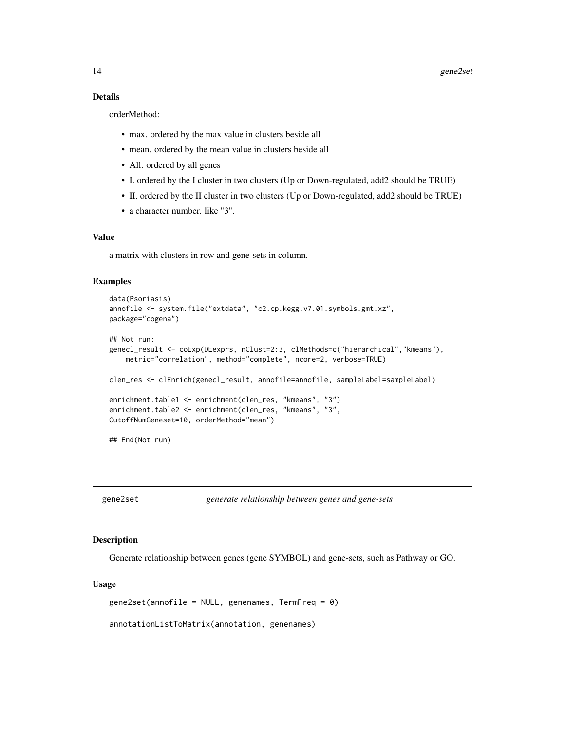## Details

orderMethod:

- max. ordered by the max value in clusters beside all
- mean. ordered by the mean value in clusters beside all
- All. ordered by all genes
- I. ordered by the I cluster in two clusters (Up or Down-regulated, add2 should be TRUE)
- II. ordered by the II cluster in two clusters (Up or Down-regulated, add2 should be TRUE)
- a character number. like "3".

## Value

a matrix with clusters in row and gene-sets in column.

## Examples

```
data(Psoriasis)
annofile <- system.file("extdata", "c2.cp.kegg.v7.01.symbols.gmt.xz",
package="cogena")

## Not run:
genecl_result <- coExp(DEexprs, nClust=2:3, clMethods=c("hierarchical","kmeans"),
    metric="correlation", method="complete", ncore=2, verbose=TRUE)

clen_res <- clEnrich(genecl_result, annofile=annofile, sampleLabel=sampleLabel)

enrichment.table1 <- enrichment(clen_res, "kmeans", "3")
enrichment.table2 <- enrichment(clen_res, "kmeans", "3",
CutoffNumGeneset=10, orderMethod="mean")

## End(Not run)
```

---

# gene2set — *generate relationship between genes and gene-sets*

## Description

Generate relationship between genes (gene SYMBOL) and gene-sets, such as Pathway or GO.

## Usage

```
gene2set(annofile = NULL, genenames, TermFreq = 0)

annotationListToMatrix(annotation, genenames)
```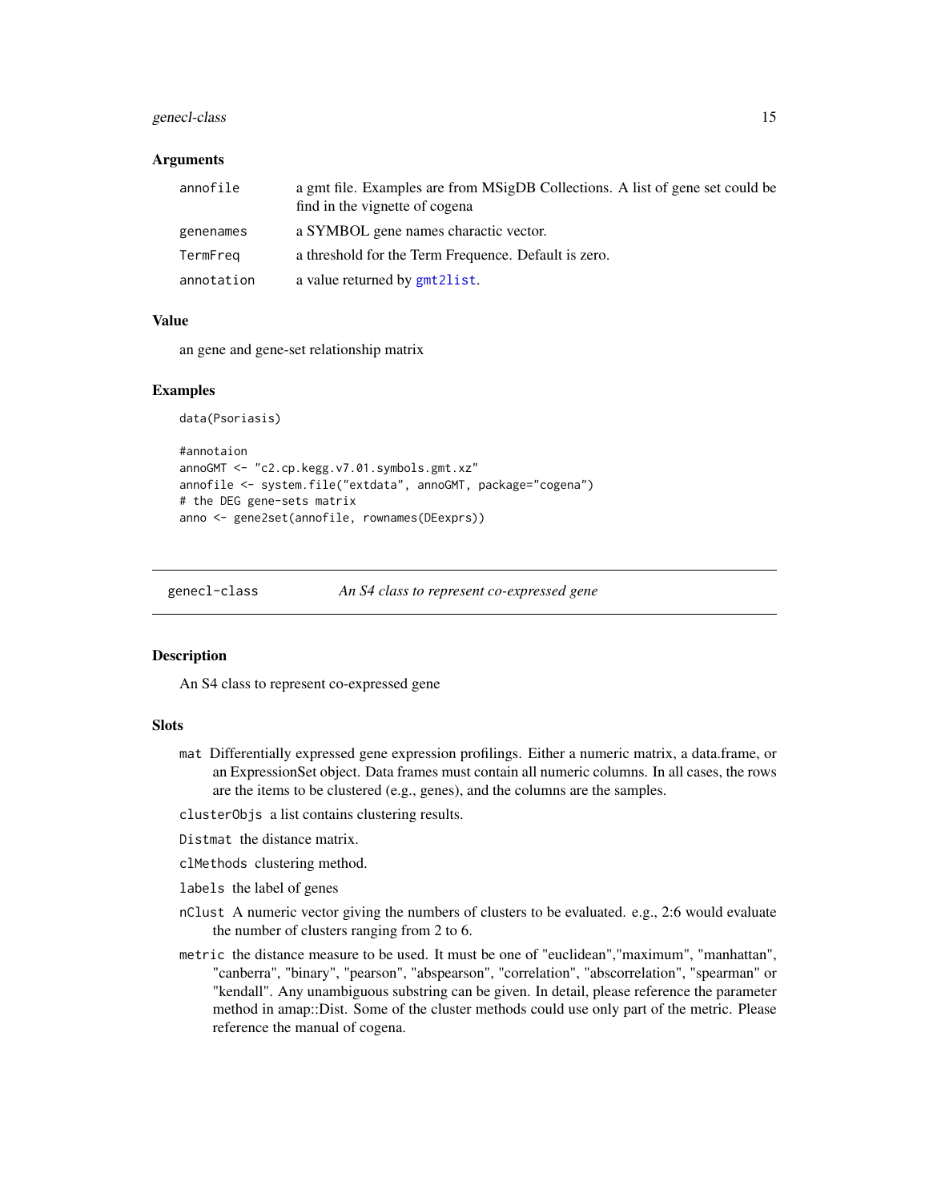### Arguments

| | |
|---|---|
| annofile | a gmt file. Examples are from MSigDB Collections. A list of gene set could be find in the vignette of cogena |
| genenames | a SYMBOL gene names charactic vector. |
| TermFreq | a threshold for the Term Frequence. Default is zero. |
| annotation | a value returned by gmt2list. |

### Value

an gene and gene-set relationship matrix

### Examples

```
data(Psoriasis)

#annotaion
annoGMT <- "c2.cp.kegg.v7.01.symbols.gmt.xz"
annofile <- system.file("extdata", annoGMT, package="cogena")
# the DEG gene-sets matrix
anno <- gene2set(annofile, rownames(DEexprs))
```

---

## genecl-class — *An S4 class to represent co-expressed gene*

### Description

An S4 class to represent co-expressed gene

### Slots

- `mat` Differentially expressed gene expression profilings. Either a numeric matrix, a data.frame, or an ExpressionSet object. Data frames must contain all numeric columns. In all cases, the rows are the items to be clustered (e.g., genes), and the columns are the samples.
- `clusterObjs` a list contains clustering results.
- `Distmat` the distance matrix.
- `clMethods` clustering method.
- `labels` the label of genes
- `nClust` A numeric vector giving the numbers of clusters to be evaluated. e.g., 2:6 would evaluate the number of clusters ranging from 2 to 6.
- `metric` the distance measure to be used. It must be one of "euclidean","maximum", "manhattan", "canberra", "binary", "pearson", "abspearson", "correlation", "abscorrelation", "spearman" or "kendall". Any unambiguous substring can be given. In detail, please reference the parameter method in amap::Dist. Some of the cluster methods could use only part of the metric. Please reference the manual of cogena.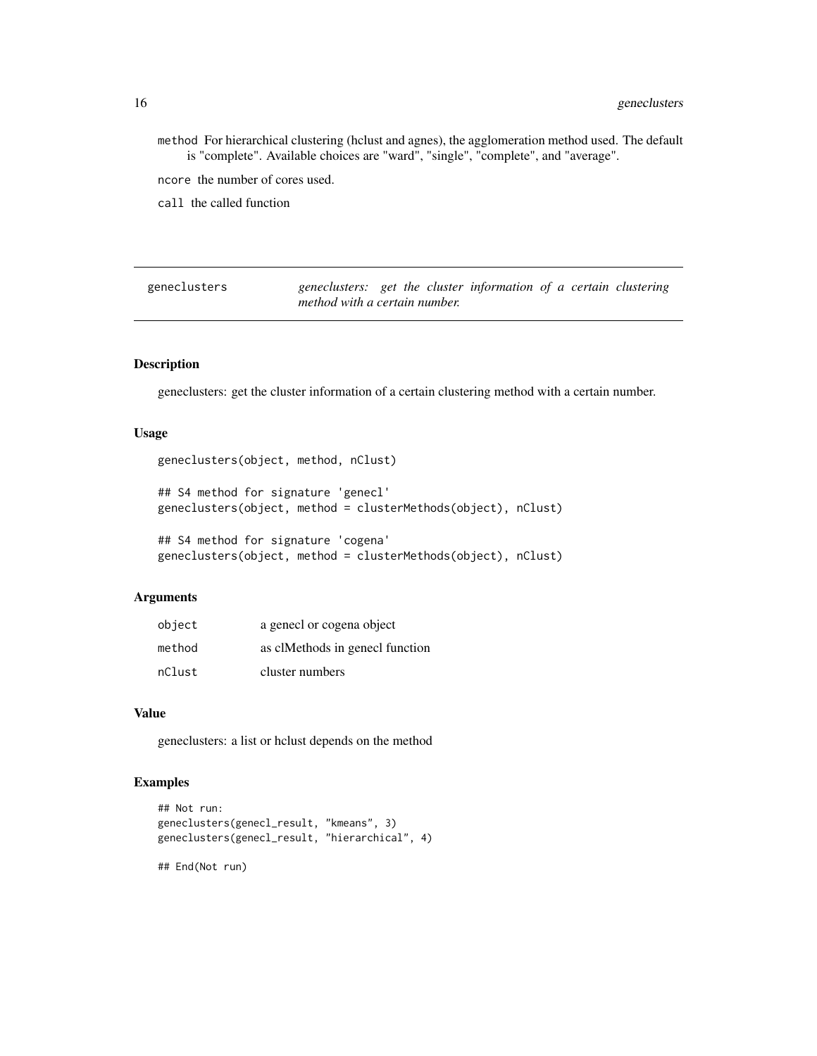method For hierarchical clustering (hclust and agnes), the agglomeration method used. The default is "complete". Available choices are "ward", "single", "complete", and "average".

ncore the number of cores used.

call the called function

## geneclusters

*geneclusters: get the cluster information of a certain clustering method with a certain number.*

### Description

geneclusters: get the cluster information of a certain clustering method with a certain number.

### Usage

```
geneclusters(object, method, nClust)

## S4 method for signature 'genecl'
geneclusters(object, method = clusterMethods(object), nClust)

## S4 method for signature 'cogena'
geneclusters(object, method = clusterMethods(object), nClust)
```

### Arguments

| | |
|---|---|
| object | a genecl or cogena object |
| method | as clMethods in genecl function |
| nClust | cluster numbers |

### Value

geneclusters: a list or hclust depends on the method

### Examples

```
## Not run:
geneclusters(genecl_result, "kmeans", 3)
geneclusters(genecl_result, "hierarchical", 4)

## End(Not run)
```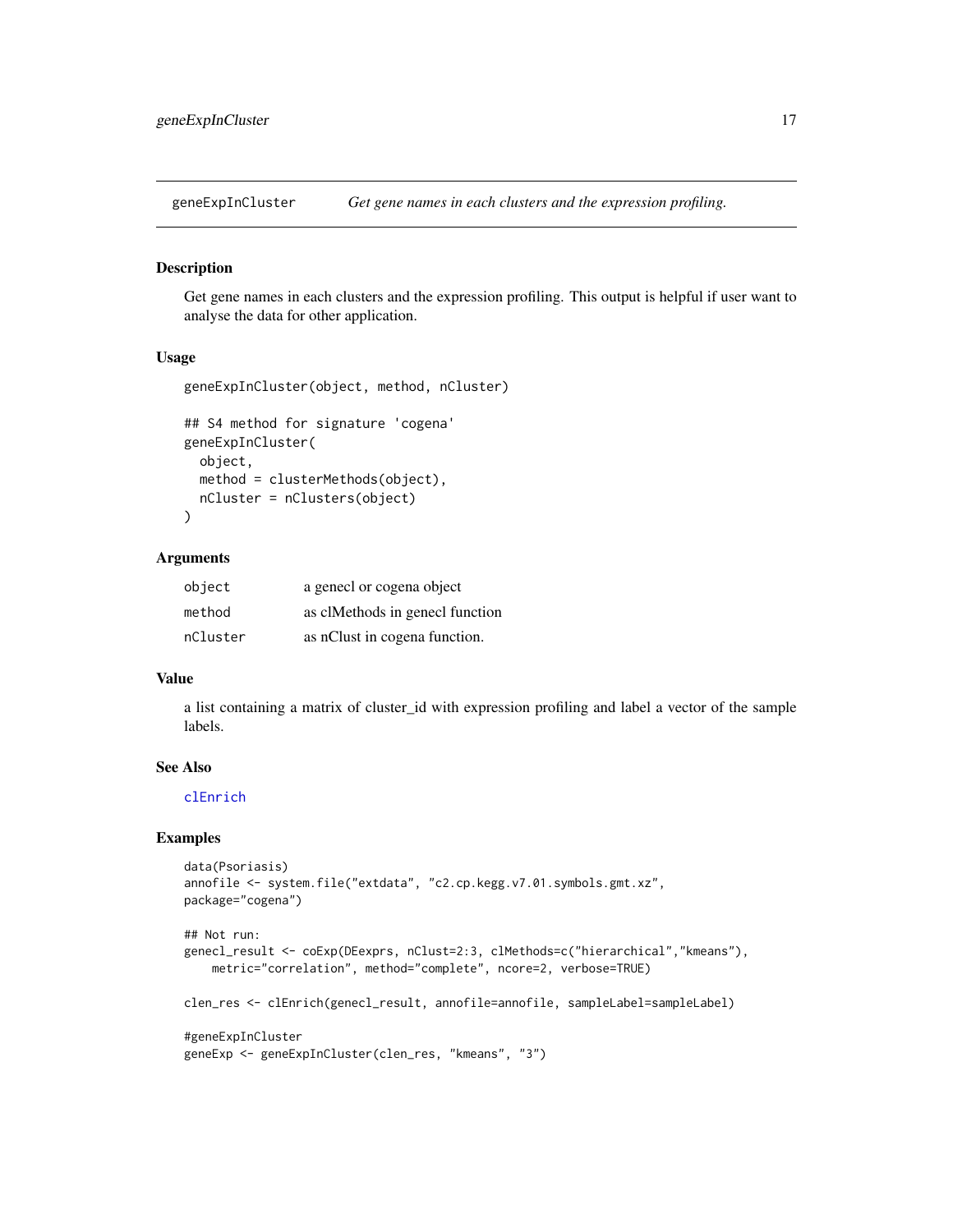# geneExpInCluster — *Get gene names in each clusters and the expression profiling.*

## Description

Get gene names in each clusters and the expression profiling. This output is helpful if user want to analyse the data for other application.

## Usage

```
geneExpInCluster(object, method, nCluster)

## S4 method for signature 'cogena'
geneExpInCluster(
  object,
  method = clusterMethods(object),
  nCluster = nClusters(object)
)
```

## Arguments

| | |
|---|---|
| object | a genecl or cogena object |
| method | as clMethods in genecl function |
| nCluster | as nClust in cogena function. |

## Value

a list containing a matrix of cluster_id with expression profiling and label a vector of the sample labels.

## See Also

clEnrich

## Examples

```
data(Psoriasis)
annofile <- system.file("extdata", "c2.cp.kegg.v7.01.symbols.gmt.xz",
package="cogena")

## Not run:
genecl_result <- coExp(DEexprs, nClust=2:3, clMethods=c("hierarchical","kmeans"),
    metric="correlation", method="complete", ncore=2, verbose=TRUE)

clen_res <- clEnrich(genecl_result, annofile=annofile, sampleLabel=sampleLabel)

#geneExpInCluster
geneExp <- geneExpInCluster(clen_res, "kmeans", "3")
```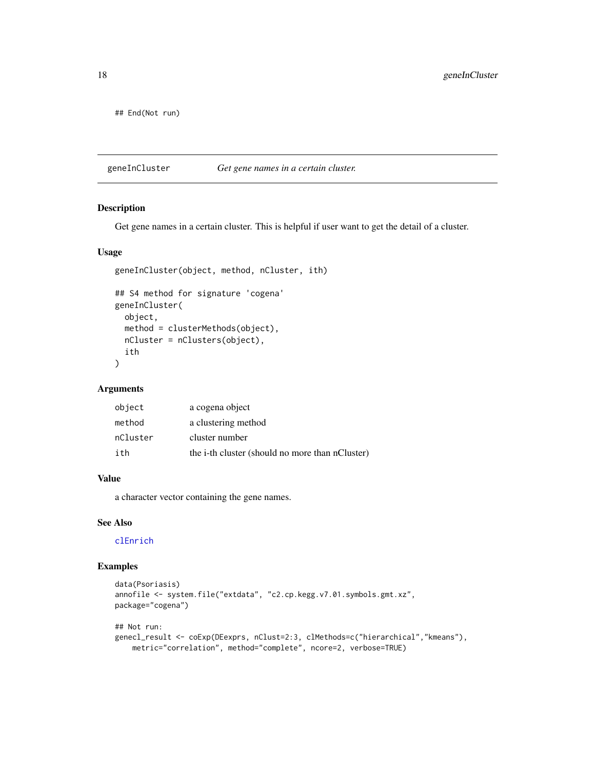```
## End(Not run)
```

## geneInCluster *Get gene names in a certain cluster.*

### Description

Get gene names in a certain cluster. This is helpful if user want to get the detail of a cluster.

### Usage

```
geneInCluster(object, method, nCluster, ith)

## S4 method for signature 'cogena'
geneInCluster(
  object,
  method = clusterMethods(object),
  nCluster = nClusters(object),
  ith
)
```

### Arguments

| | |
|---|---|
| object | a cogena object |
| method | a clustering method |
| nCluster | cluster number |
| ith | the i-th cluster (should no more than nCluster) |

### Value

a character vector containing the gene names.

### See Also

clEnrich

### Examples

```
data(Psoriasis)
annofile <- system.file("extdata", "c2.cp.kegg.v7.01.symbols.gmt.xz",
package="cogena")

## Not run:
genecl_result <- coExp(DEexprs, nClust=2:3, clMethods=c("hierarchical","kmeans"),
    metric="correlation", method="complete", ncore=2, verbose=TRUE)
```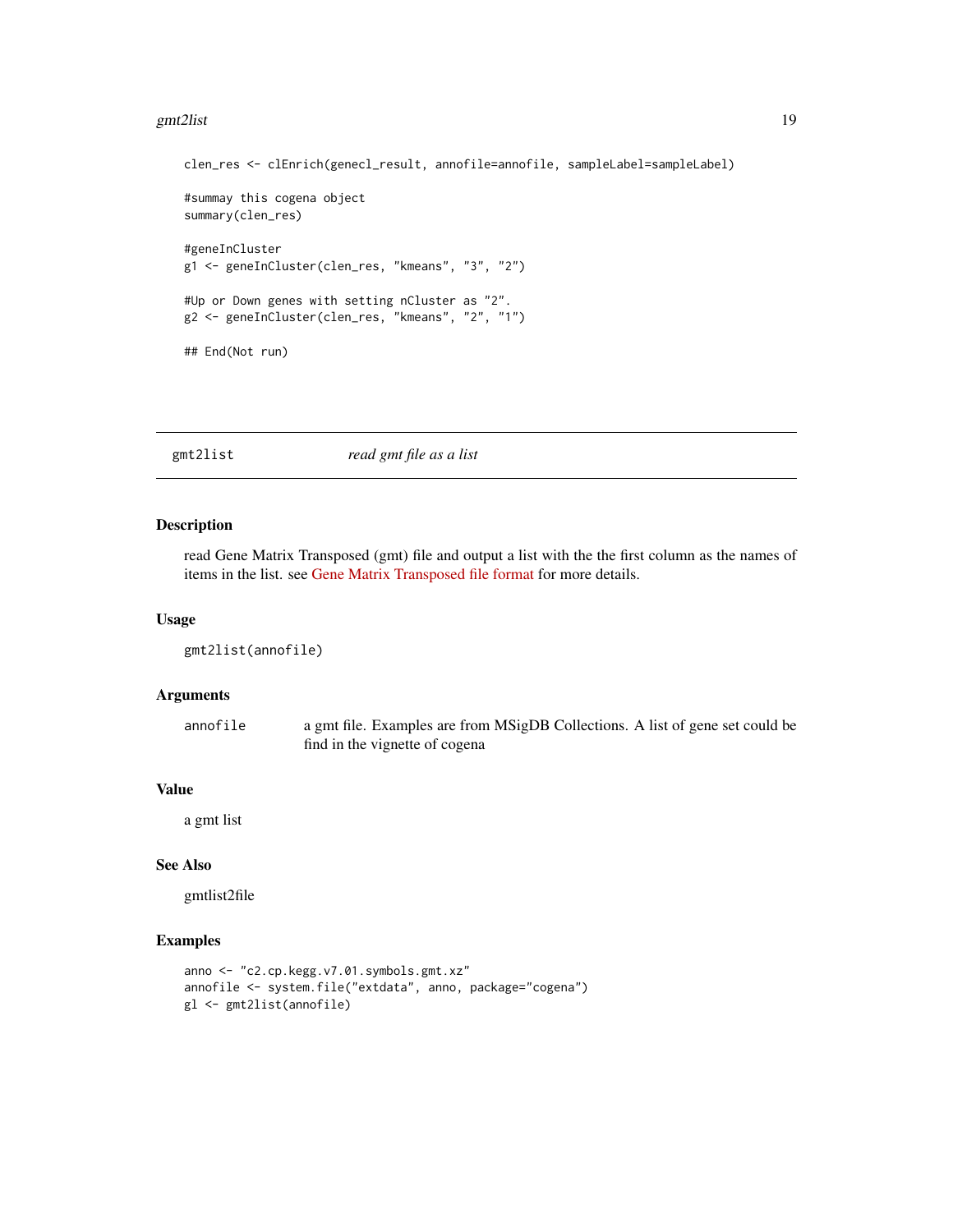```
clen_res <- clEnrich(genecl_result, annofile=annofile, sampleLabel=sampleLabel)

#summay this cogena object
summary(clen_res)

#geneInCluster
g1 <- geneInCluster(clen_res, "kmeans", "3", "2")

#Up or Down genes with setting nCluster as "2".
g2 <- geneInCluster(clen_res, "kmeans", "2", "1")

## End(Not run)
```

---

## gmt2list *read gmt file as a list*

---

### Description

read Gene Matrix Transposed (gmt) file and output a list with the the first column as the names of items in the list. see Gene Matrix Transposed file format for more details.

### Usage

```
gmt2list(annofile)
```

### Arguments

| | |
|---|---|
| annofile | a gmt file. Examples are from MSigDB Collections. A list of gene set could be find in the vignette of cogena |

### Value

a gmt list

### See Also

gmtlist2file

### Examples

```
anno <- "c2.cp.kegg.v7.01.symbols.gmt.xz"
annofile <- system.file("extdata", anno, package="cogena")
gl <- gmt2list(annofile)
```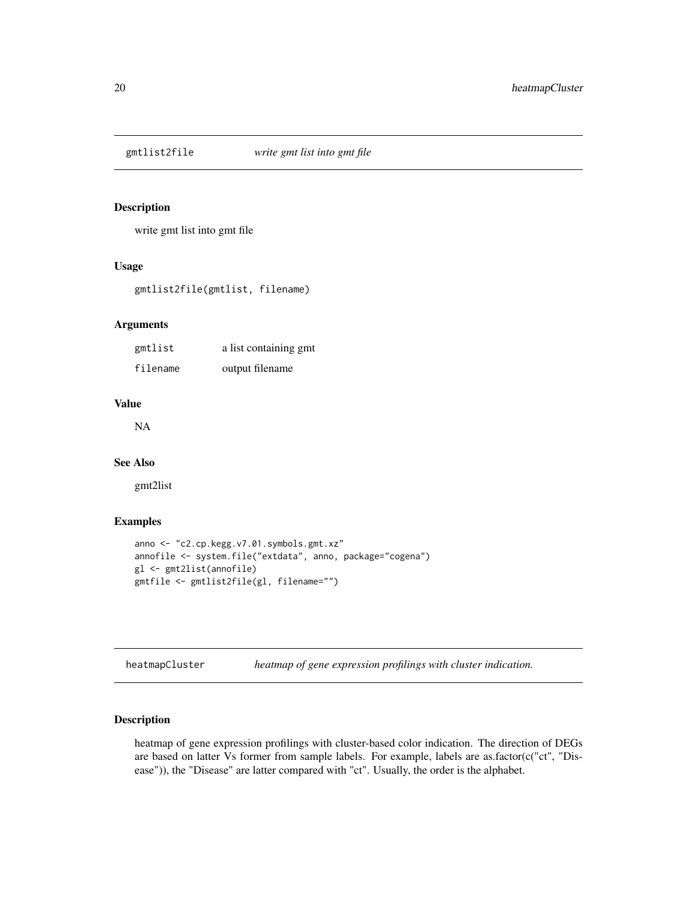## gmtlist2file *write gmt list into gmt file*

### Description

write gmt list into gmt file

### Usage

```
gmtlist2file(gmtlist, filename)
```

### Arguments

| | |
|---|---|
| gmtlist | a list containing gmt |
| filename | output filename |

### Value

NA

### See Also

gmt2list

### Examples

```
anno <- "c2.cp.kegg.v7.01.symbols.gmt.xz"
annofile <- system.file("extdata", anno, package="cogena")
gl <- gmt2list(annofile)
gmtfile <- gmtlist2file(gl, filename="")
```

## heatmapCluster *heatmap of gene expression profilings with cluster indication.*

### Description

heatmap of gene expression profilings with cluster-based color indication. The direction of DEGs are based on latter Vs former from sample labels. For example, labels are as.factor(c("ct", "Disease")), the "Disease" are latter compared with "ct". Usually, the order is the alphabet.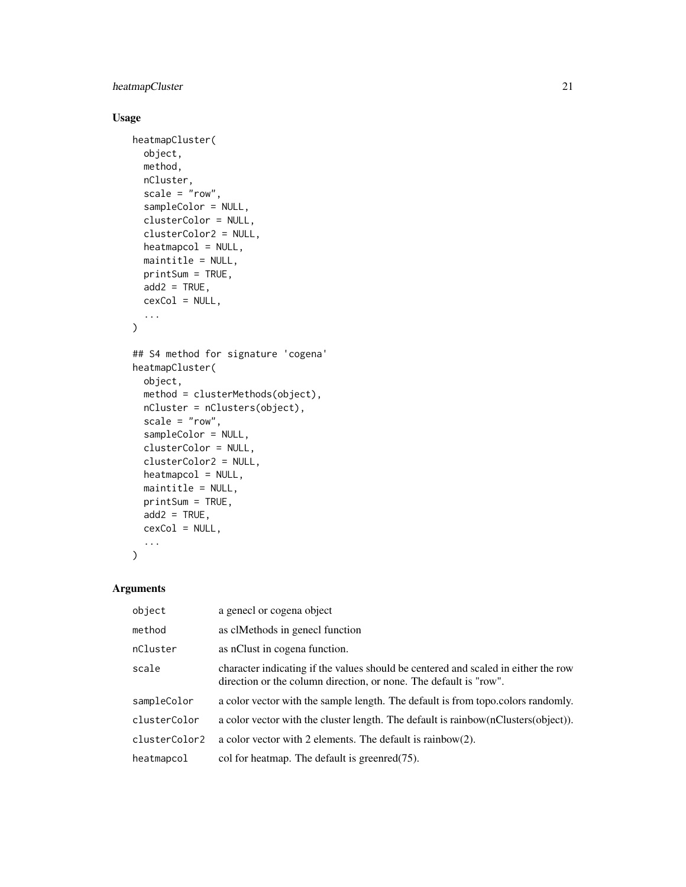### Usage

```
heatmapCluster(
  object,
  method,
  nCluster,
  scale = "row",
  sampleColor = NULL,
  clusterColor = NULL,
  clusterColor2 = NULL,
  heatmapcol = NULL,
  maintitle = NULL,
  printSum = TRUE,
  add2 = TRUE,
  cexCol = NULL,
  ...
)

## S4 method for signature 'cogena'
heatmapCluster(
  object,
  method = clusterMethods(object),
  nCluster = nClusters(object),
  scale = "row",
  sampleColor = NULL,
  clusterColor = NULL,
  clusterColor2 = NULL,
  heatmapcol = NULL,
  maintitle = NULL,
  printSum = TRUE,
  add2 = TRUE,
  cexCol = NULL,
  ...
)
```

### Arguments

| | |
|---|---|
| `object` | a genecl or cogena object |
| `method` | as clMethods in genecl function |
| `nCluster` | as nClust in cogena function. |
| `scale` | character indicating if the values should be centered and scaled in either the row direction or the column direction, or none. The default is "row". |
| `sampleColor` | a color vector with the sample length. The default is from topo.colors randomly. |
| `clusterColor` | a color vector with the cluster length. The default is rainbow(nClusters(object)). |
| `clusterColor2` | a color vector with 2 elements. The default is rainbow(2). |
| `heatmapcol` | col for heatmap. The default is greenred(75). |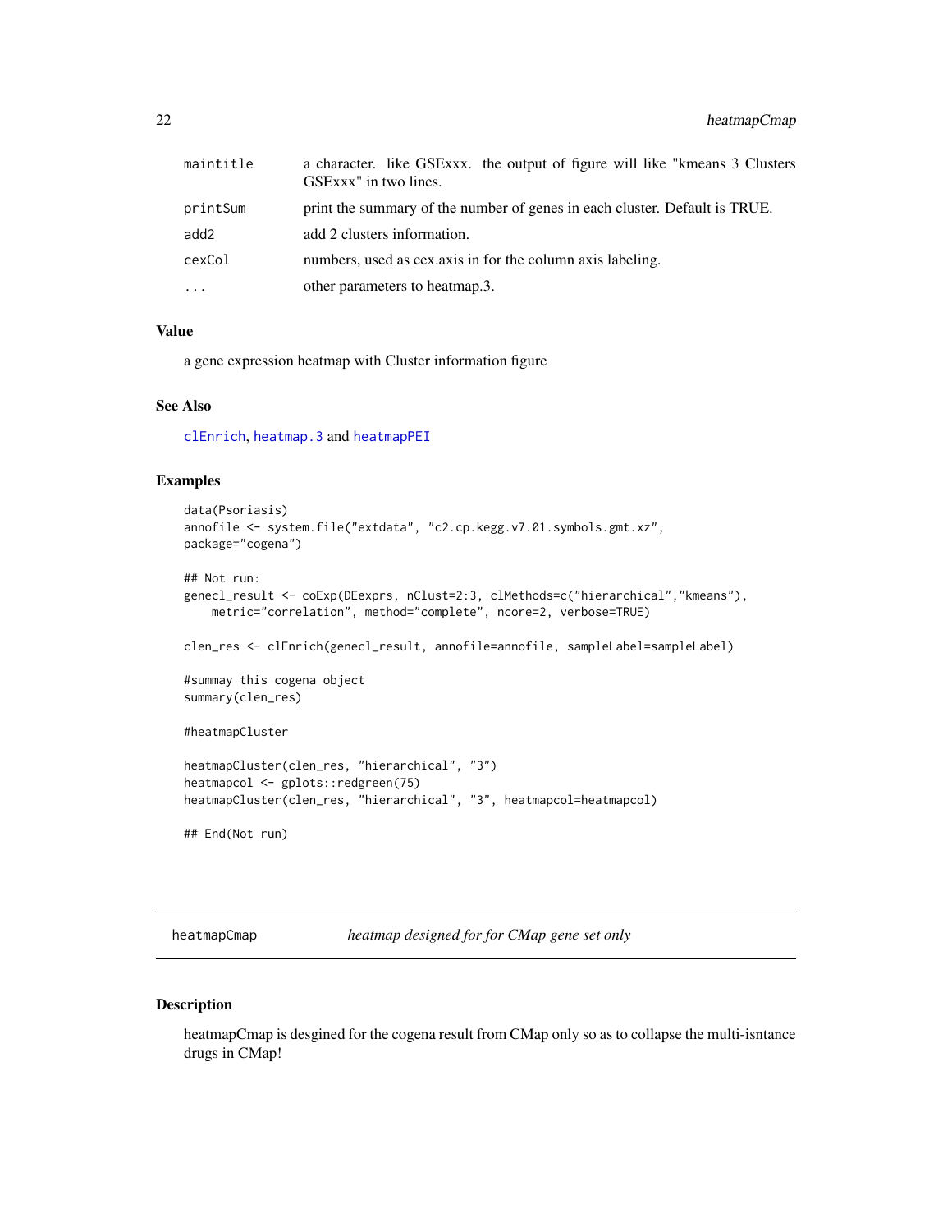| | |
|---|---|
| maintitle | a character. like GSExxx. the output of figure will like "kmeans 3 Clusters GSExxx" in two lines. |
| printSum | print the summary of the number of genes in each cluster. Default is TRUE. |
| add2 | add 2 clusters information. |
| cexCol | numbers, used as cex.axis in for the column axis labeling. |
| ... | other parameters to heatmap.3. |

### Value

a gene expression heatmap with Cluster information figure

### See Also

clEnrich, heatmap.3 and heatmapPEI

### Examples

```
data(Psoriasis)
annofile <- system.file("extdata", "c2.cp.kegg.v7.01.symbols.gmt.xz",
package="cogena")

## Not run:
genecl_result <- coExp(DEexprs, nClust=2:3, clMethods=c("hierarchical","kmeans"),
    metric="correlation", method="complete", ncore=2, verbose=TRUE)

clen_res <- clEnrich(genecl_result, annofile=annofile, sampleLabel=sampleLabel)

#summay this cogena object
summary(clen_res)

#heatmapCluster

heatmapCluster(clen_res, "hierarchical", "3")
heatmapcol <- gplots::redgreen(75)
heatmapCluster(clen_res, "hierarchical", "3", heatmapcol=heatmapcol)

## End(Not run)
```

---

## heatmapCmap *heatmap designed for for CMap gene set only*

### Description

heatmapCmap is desgined for the cogena result from CMap only so as to collapse the multi-isntance drugs in CMap!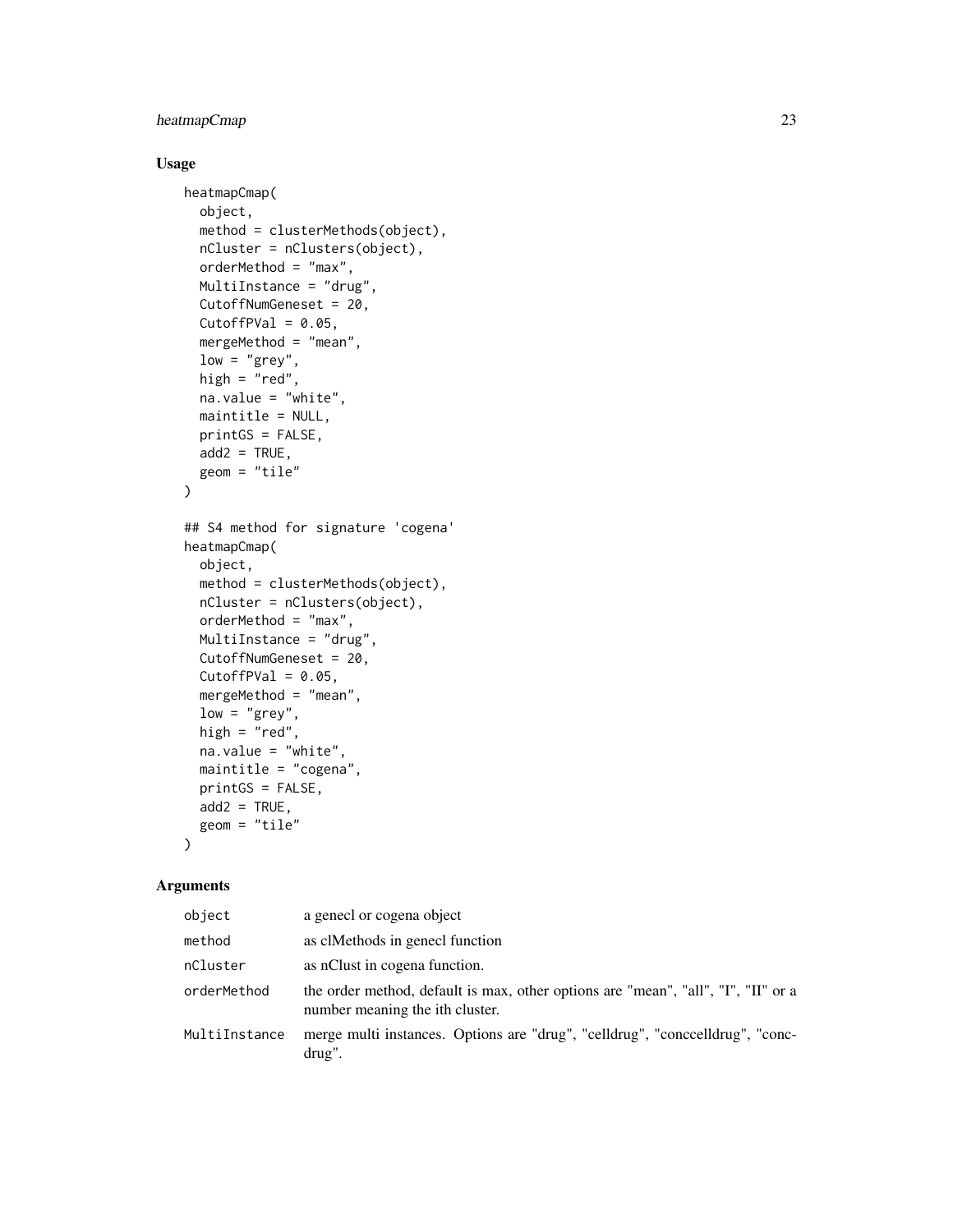## Usage

```
heatmapCmap(
  object,
  method = clusterMethods(object),
  nCluster = nClusters(object),
  orderMethod = "max",
  MultiInstance = "drug",
  CutoffNumGeneset = 20,
  CutoffPVal = 0.05,
  mergeMethod = "mean",
  low = "grey",
  high = "red",
  na.value = "white",
  maintitle = NULL,
  printGS = FALSE,
  add2 = TRUE,
  geom = "tile"
)

## S4 method for signature 'cogena'
heatmapCmap(
  object,
  method = clusterMethods(object),
  nCluster = nClusters(object),
  orderMethod = "max",
  MultiInstance = "drug",
  CutoffNumGeneset = 20,
  CutoffPVal = 0.05,
  mergeMethod = "mean",
  low = "grey",
  high = "red",
  na.value = "white",
  maintitle = "cogena",
  printGS = FALSE,
  add2 = TRUE,
  geom = "tile"
)
```

## Arguments

| | |
|---|---|
| `object` | a genecl or cogena object |
| `method` | as clMethods in genecl function |
| `nCluster` | as nClust in cogena function. |
| `orderMethod` | the order method, default is max, other options are "mean", "all", "I", "II" or a number meaning the ith cluster. |
| `MultiInstance` | merge multi instances. Options are "drug", "celldrug", "conccelldrug", "concdrug". |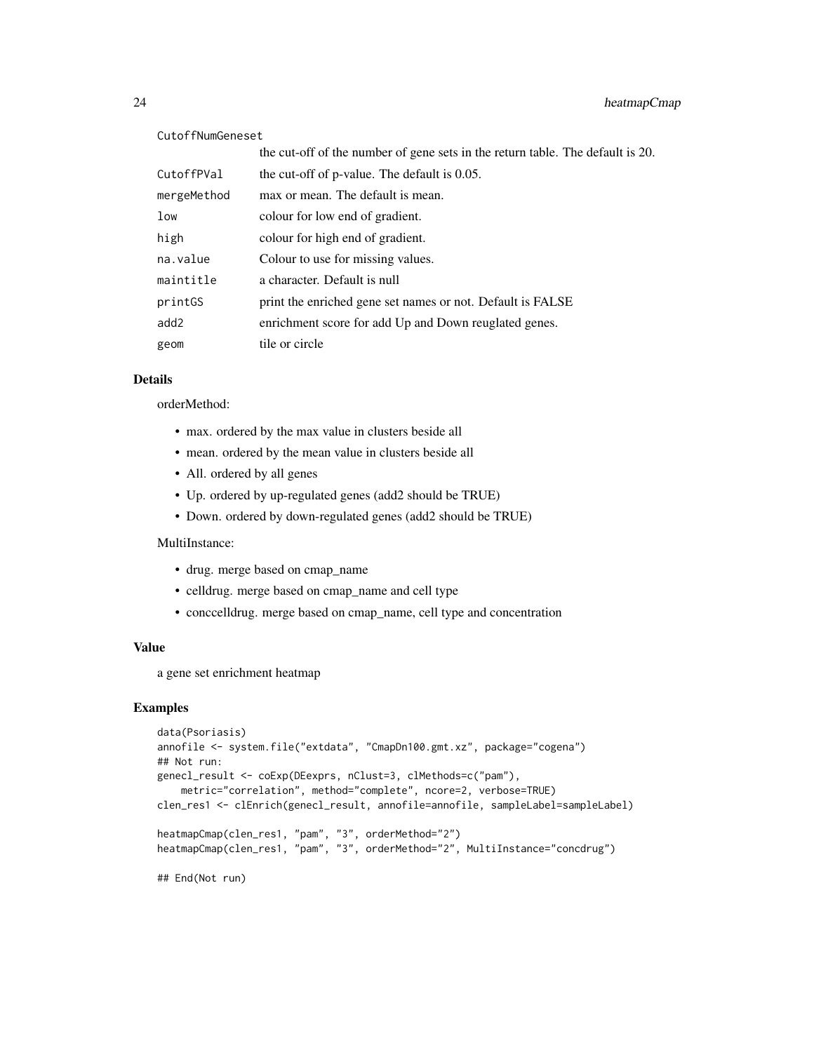| | |
|---|---|
| CutoffNumGeneset | the cut-off of the number of gene sets in the return table. The default is 20. |
| CutoffPVal | the cut-off of p-value. The default is 0.05. |
| mergeMethod | max or mean. The default is mean. |
| low | colour for low end of gradient. |
| high | colour for high end of gradient. |
| na.value | Colour to use for missing values. |
| maintitle | a character. Default is null |
| printGS | print the enriched gene set names or not. Default is FALSE |
| add2 | enrichment score for add Up and Down reuglated genes. |
| geom | tile or circle |

## Details

orderMethod:

- max. ordered by the max value in clusters beside all
- mean. ordered by the mean value in clusters beside all
- All. ordered by all genes
- Up. ordered by up-regulated genes (add2 should be TRUE)
- Down. ordered by down-regulated genes (add2 should be TRUE)

MultiInstance:

- drug. merge based on cmap_name
- celldrug. merge based on cmap_name and cell type
- conccelldrug. merge based on cmap_name, cell type and concentration

## Value

a gene set enrichment heatmap

## Examples

```
data(Psoriasis)
annofile <- system.file("extdata", "CmapDn100.gmt.xz", package="cogena")
## Not run:
genecl_result <- coExp(DEexprs, nClust=3, clMethods=c("pam"),
    metric="correlation", method="complete", ncore=2, verbose=TRUE)
clen_res1 <- clEnrich(genecl_result, annofile=annofile, sampleLabel=sampleLabel)

heatmapCmap(clen_res1, "pam", "3", orderMethod="2")
heatmapCmap(clen_res1, "pam", "3", orderMethod="2", MultiInstance="concdrug")

## End(Not run)
```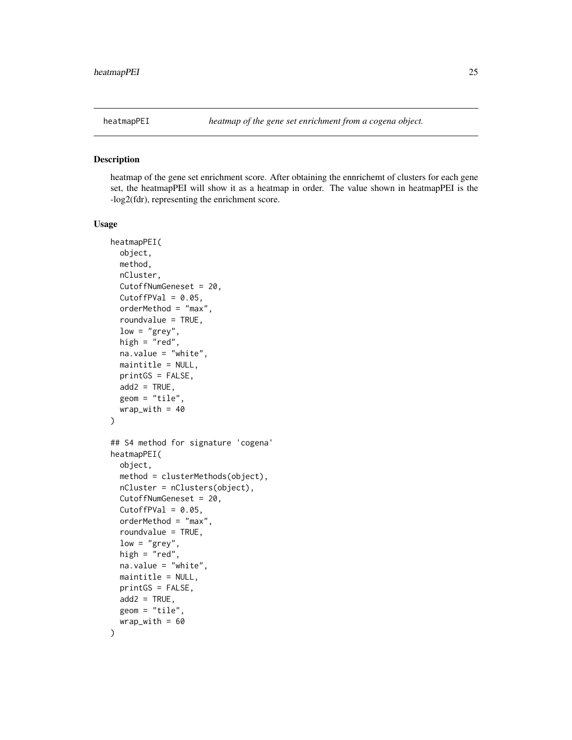heatmapPEI — *heatmap of the gene set enrichment from a cogena object.*

## Description

heatmap of the gene set enrichment score. After obtaining the ennrichemt of clusters for each gene set, the heatmapPEI will show it as a heatmap in order. The value shown in heatmapPEI is the -log2(fdr), representing the enrichment score.

## Usage

```
heatmapPEI(
  object,
  method,
  nCluster,
  CutoffNumGeneset = 20,
  CutoffPVal = 0.05,
  orderMethod = "max",
  roundvalue = TRUE,
  low = "grey",
  high = "red",
  na.value = "white",
  maintitle = NULL,
  printGS = FALSE,
  add2 = TRUE,
  geom = "tile",
  wrap_with = 40
)

## S4 method for signature 'cogena'
heatmapPEI(
  object,
  method = clusterMethods(object),
  nCluster = nClusters(object),
  CutoffNumGeneset = 20,
  CutoffPVal = 0.05,
  orderMethod = "max",
  roundvalue = TRUE,
  low = "grey",
  high = "red",
  na.value = "white",
  maintitle = NULL,
  printGS = FALSE,
  add2 = TRUE,
  geom = "tile",
  wrap_with = 60
)
```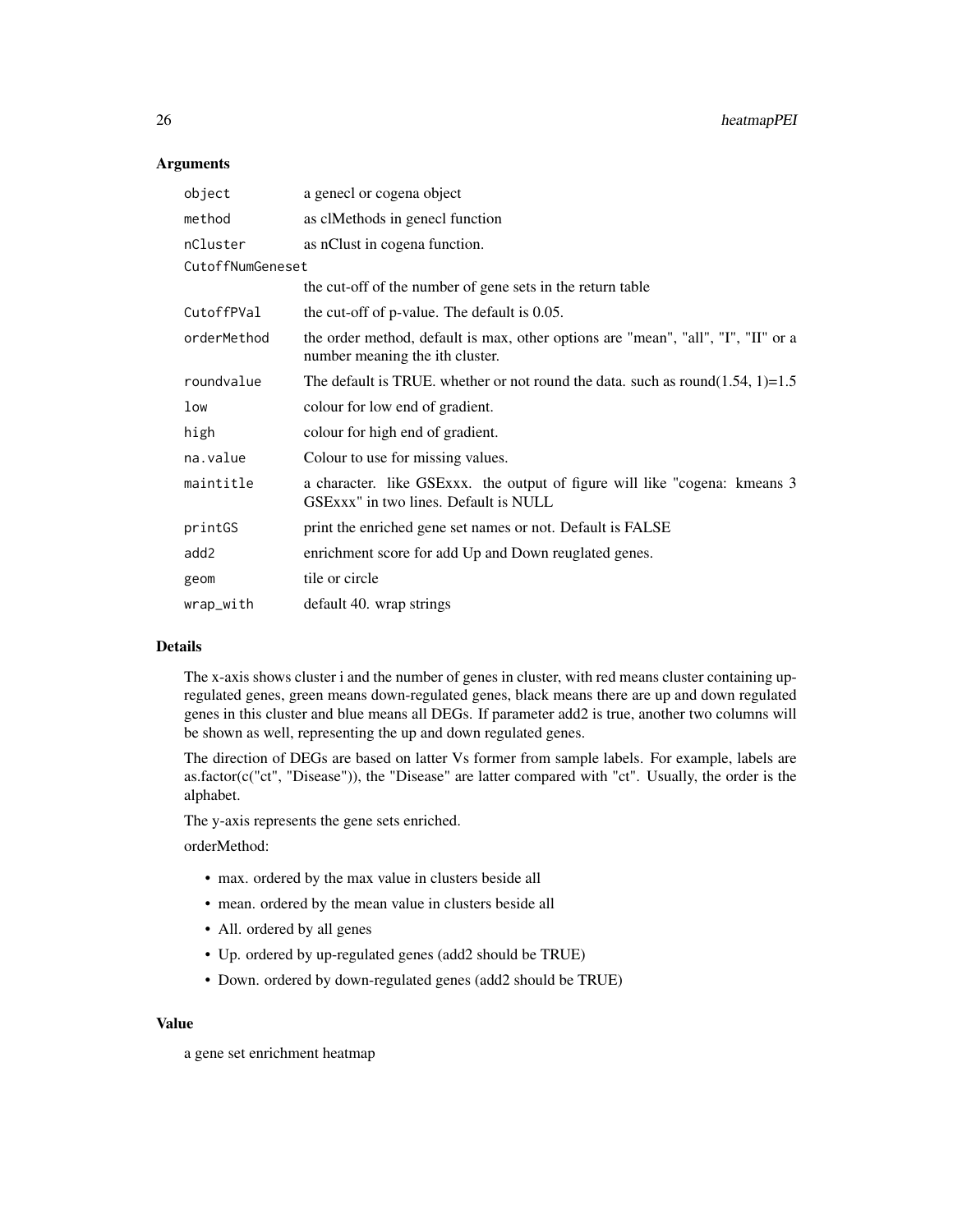## Arguments

| | |
|---|---|
| object | a genecl or cogena object |
| method | as clMethods in genecl function |
| nCluster | as nClust in cogena function. |
| CutoffNumGeneset | the cut-off of the number of gene sets in the return table |
| CutoffPVal | the cut-off of p-value. The default is 0.05. |
| orderMethod | the order method, default is max, other options are "mean", "all", "I", "II" or a number meaning the ith cluster. |
| roundvalue | The default is TRUE. whether or not round the data. such as round(1.54, 1)=1.5 |
| low | colour for low end of gradient. |
| high | colour for high end of gradient. |
| na.value | Colour to use for missing values. |
| maintitle | a character. like GSExxx. the output of figure will like "cogena: kmeans 3 GSExxx" in two lines. Default is NULL |
| printGS | print the enriched gene set names or not. Default is FALSE |
| add2 | enrichment score for add Up and Down reuglated genes. |
| geom | tile or circle |
| wrap_with | default 40. wrap strings |

## Details

The x-axis shows cluster i and the number of genes in cluster, with red means cluster containing up-regulated genes, green means down-regulated genes, black means there are up and down regulated genes in this cluster and blue means all DEGs. If parameter add2 is true, another two columns will be shown as well, representing the up and down regulated genes.

The direction of DEGs are based on latter Vs former from sample labels. For example, labels are as.factor(c("ct", "Disease")), the "Disease" are latter compared with "ct". Usually, the order is the alphabet.

The y-axis represents the gene sets enriched.

orderMethod:

- max. ordered by the max value in clusters beside all
- mean. ordered by the mean value in clusters beside all
- All. ordered by all genes
- Up. ordered by up-regulated genes (add2 should be TRUE)
- Down. ordered by down-regulated genes (add2 should be TRUE)

## Value

a gene set enrichment heatmap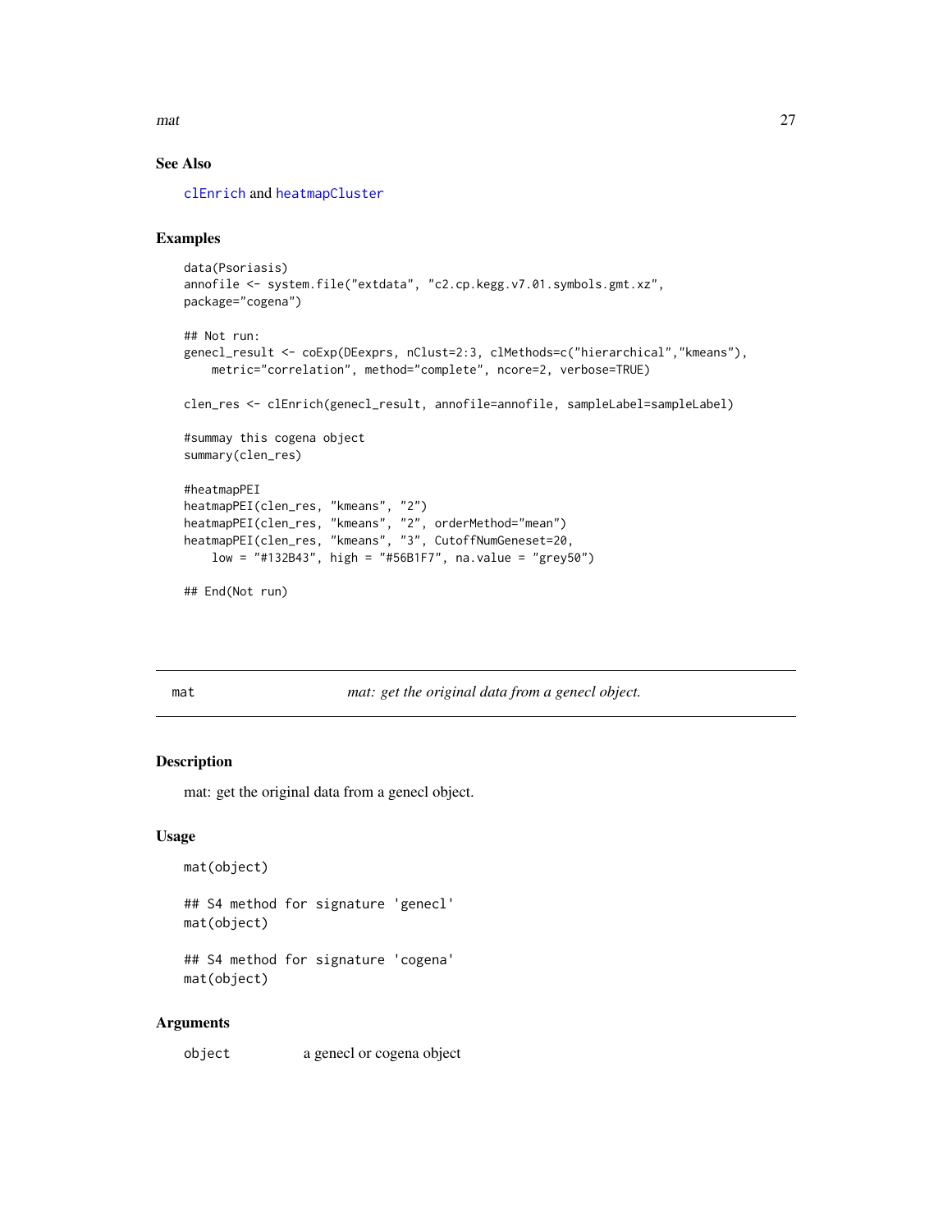## See Also

clEnrich and heatmapCluster

## Examples

```
data(Psoriasis)
annofile <- system.file("extdata", "c2.cp.kegg.v7.01.symbols.gmt.xz",
package="cogena")

## Not run:
genecl_result <- coExp(DEexprs, nClust=2:3, clMethods=c("hierarchical","kmeans"),
    metric="correlation", method="complete", ncore=2, verbose=TRUE)

clen_res <- clEnrich(genecl_result, annofile=annofile, sampleLabel=sampleLabel)

#summay this cogena object
summary(clen_res)

#heatmapPEI
heatmapPEI(clen_res, "kmeans", "2")
heatmapPEI(clen_res, "kmeans", "2", orderMethod="mean")
heatmapPEI(clen_res, "kmeans", "3", CutoffNumGeneset=20,
    low = "#132B43", high = "#56B1F7", na.value = "grey50")

## End(Not run)
```

---

# mat — *mat: get the original data from a genecl object.*

## Description

mat: get the original data from a genecl object.

## Usage

```
mat(object)

## S4 method for signature 'genecl'
mat(object)

## S4 method for signature 'cogena'
mat(object)
```

## Arguments

| | |
|---|---|
| object | a genecl or cogena object |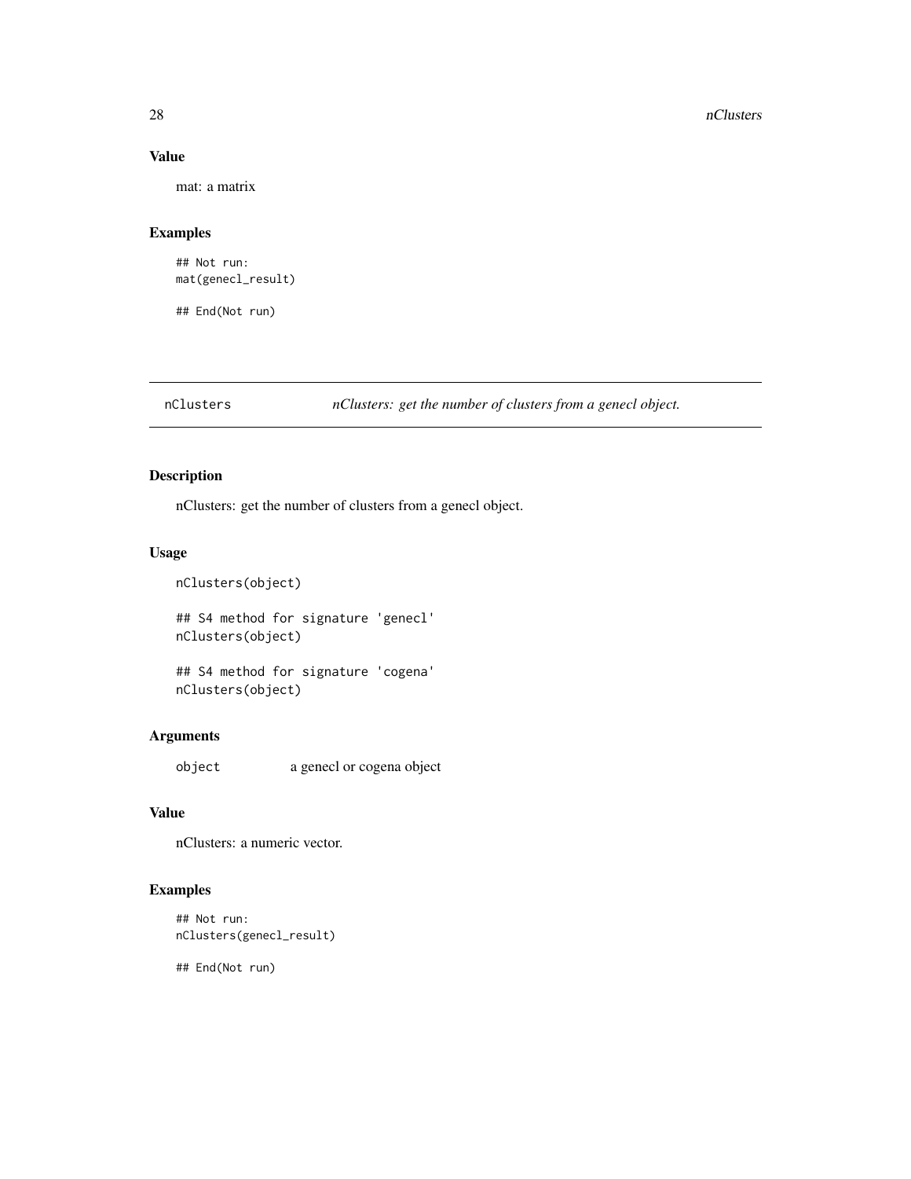## Value

mat: a matrix

## Examples

```
## Not run:
mat(genecl_result)

## End(Not run)
```

---

# nClusters — *nClusters: get the number of clusters from a genecl object.*

## Description

nClusters: get the number of clusters from a genecl object.

## Usage

```
nClusters(object)

## S4 method for signature 'genecl'
nClusters(object)

## S4 method for signature 'cogena'
nClusters(object)
```

## Arguments

| | |
|---|---|
| `object` | a genecl or cogena object |

## Value

nClusters: a numeric vector.

## Examples

```
## Not run:
nClusters(genecl_result)

## End(Not run)
```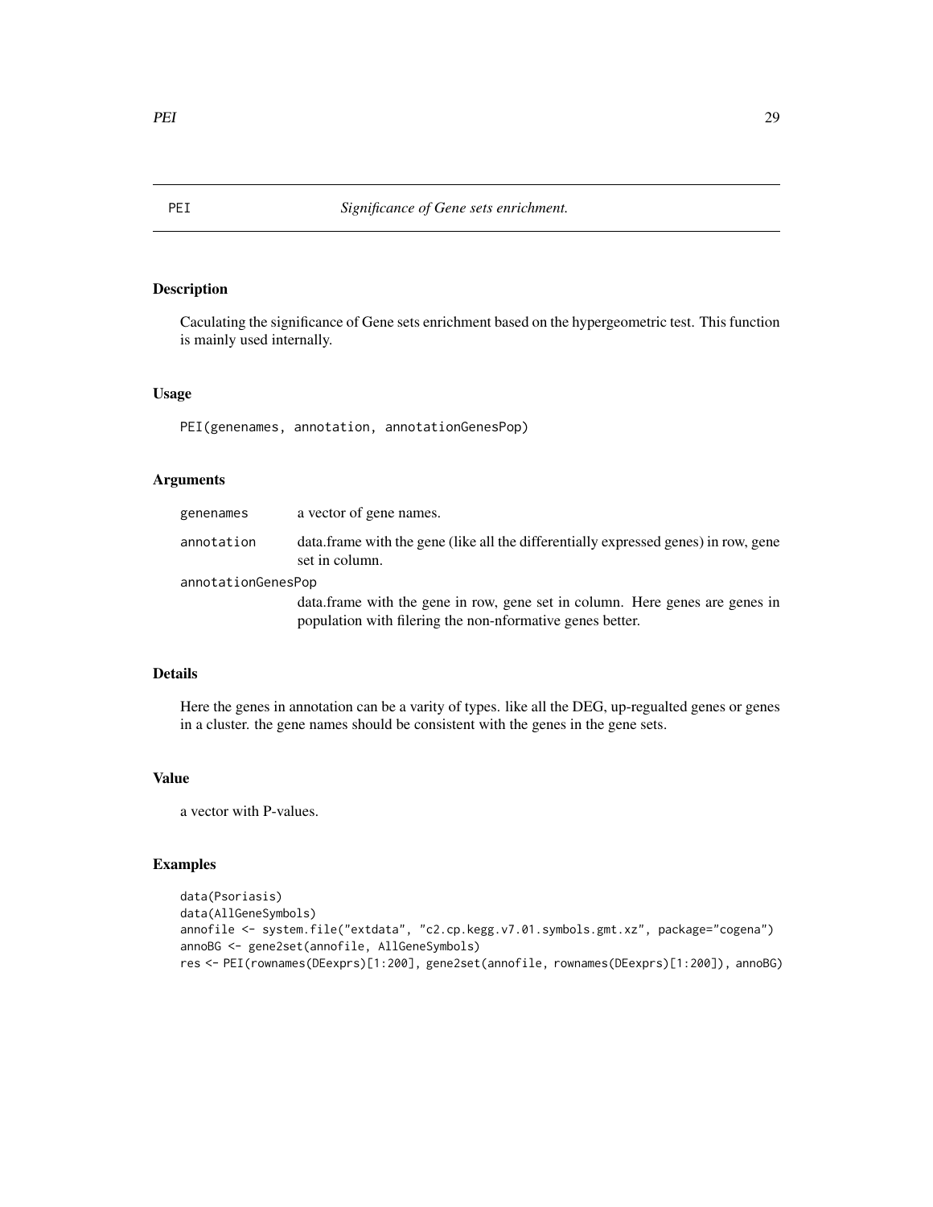PEI *Significance of Gene sets enrichment.*

## Description

Caculating the significance of Gene sets enrichment based on the hypergeometric test. This function is mainly used internally.

## Usage

```
PEI(genenames, annotation, annotationGenesPop)
```

## Arguments

| | |
|---|---|
| genenames | a vector of gene names. |
| annotation | data.frame with the gene (like all the differentially expressed genes) in row, gene set in column. |
| annotationGenesPop | data.frame with the gene in row, gene set in column. Here genes are genes in population with filering the non-nformative genes better. |

## Details

Here the genes in annotation can be a varity of types. like all the DEG, up-regualted genes or genes in a cluster. the gene names should be consistent with the genes in the gene sets.

## Value

a vector with P-values.

## Examples

```
data(Psoriasis)
data(AllGeneSymbols)
annofile <- system.file("extdata", "c2.cp.kegg.v7.01.symbols.gmt.xz", package="cogena")
annoBG <- gene2set(annofile, AllGeneSymbols)
res <- PEI(rownames(DEexprs)[1:200], gene2set(annofile, rownames(DEexprs)[1:200]), annoBG)
```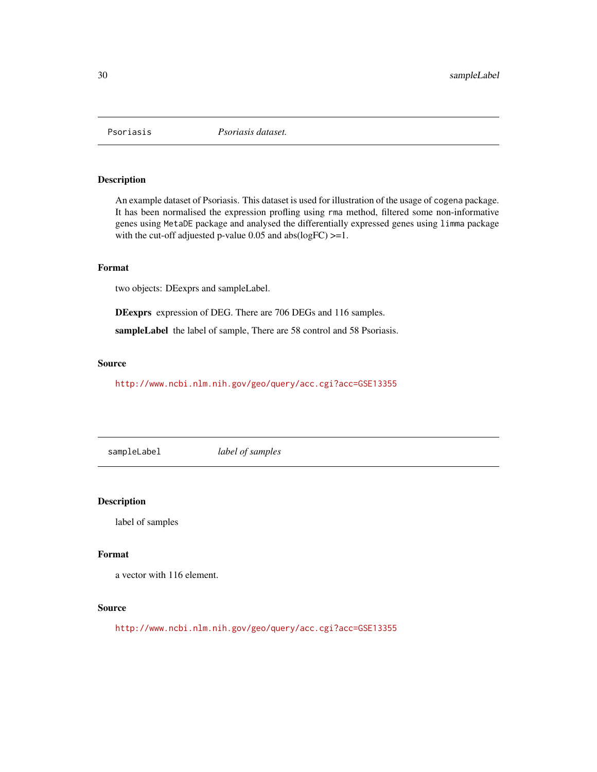## Psoriasis *Psoriasis dataset.*

### Description

An example dataset of Psoriasis. This dataset is used for illustration of the usage of `cogena` package. It has been normalised the expression profling using `rma` method, filtered some non-informative genes using `MetaDE` package and analysed the differentially expressed genes using `limma` package with the cut-off adjuested p-value 0.05 and abs(logFC) >=1.

### Format

two objects: DEexprs and sampleLabel.

**DEexprs** expression of DEG. There are 706 DEGs and 116 samples.

**sampleLabel** the label of sample, There are 58 control and 58 Psoriasis.

### Source

http://www.ncbi.nlm.nih.gov/geo/query/acc.cgi?acc=GSE13355

## sampleLabel *label of samples*

### Description

label of samples

### Format

a vector with 116 element.

### Source

http://www.ncbi.nlm.nih.gov/geo/query/acc.cgi?acc=GSE13355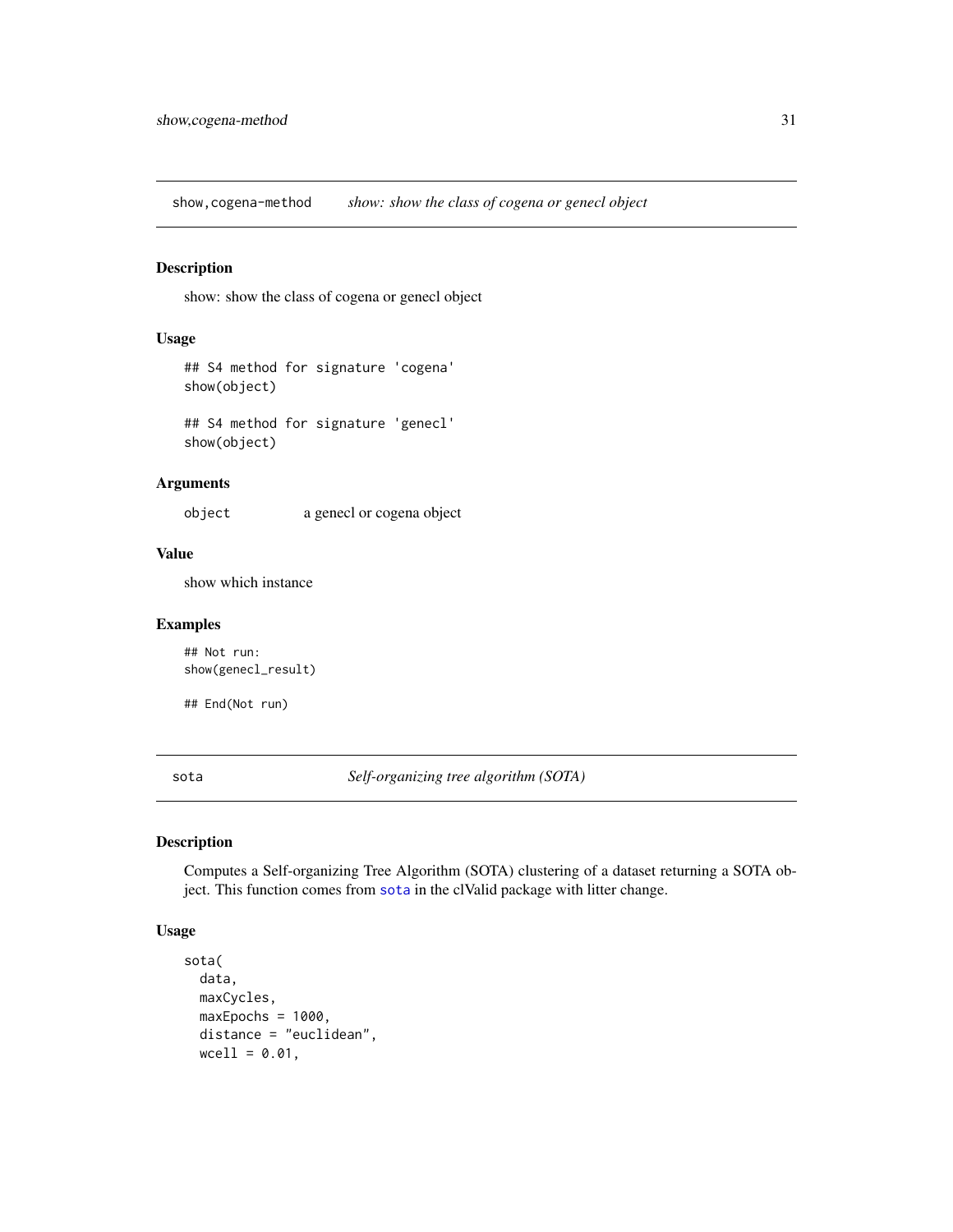## show,cogena-method — *show: show the class of cogena or genecl object*

### Description

show: show the class of cogena or genecl object

### Usage

```
## S4 method for signature 'cogena'
show(object)

## S4 method for signature 'genecl'
show(object)
```

### Arguments

`object` a genecl or cogena object

### Value

show which instance

### Examples

```
## Not run:
show(genecl_result)

## End(Not run)
```

## sota — *Self-organizing tree algorithm (SOTA)*

### Description

Computes a Self-organizing Tree Algorithm (SOTA) clustering of a dataset returning a SOTA object. This function comes from `sota` in the clValid package with litter change.

### Usage

```
sota(
  data,
  maxCycles,
  maxEpochs = 1000,
  distance = "euclidean",
  wcell = 0.01,
```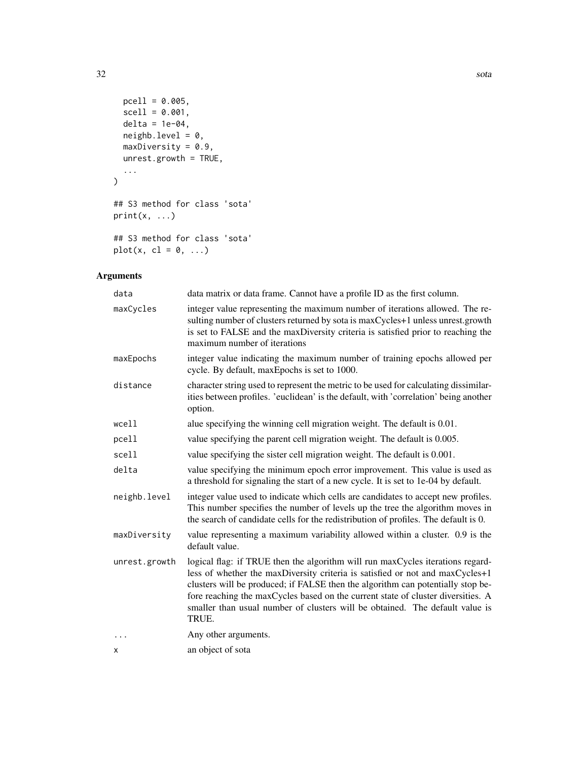```
  pcell = 0.005,
  scell = 0.001,
  delta = 1e-04,
  neighb.level = 0,
  maxDiversity = 0.9,
  unrest.growth = TRUE,
  ...
)

## S3 method for class 'sota'
print(x, ...)

## S3 method for class 'sota'
plot(x, cl = 0, ...)
```

## Arguments

| | |
|---|---|
| `data` | data matrix or data frame. Cannot have a profile ID as the first column. |
| `maxCycles` | integer value representing the maximum number of iterations allowed. The resulting number of clusters returned by sota is maxCycles+1 unless unrest.growth is set to FALSE and the maxDiversity criteria is satisfied prior to reaching the maximum number of iterations |
| `maxEpochs` | integer value indicating the maximum number of training epochs allowed per cycle. By default, maxEpochs is set to 1000. |
| `distance` | character string used to represent the metric to be used for calculating dissimilarities between profiles. 'euclidean' is the default, with 'correlation' being another option. |
| `wcell` | alue specifying the winning cell migration weight. The default is 0.01. |
| `pcell` | value specifying the parent cell migration weight. The default is 0.005. |
| `scell` | value specifying the sister cell migration weight. The default is 0.001. |
| `delta` | value specifying the minimum epoch error improvement. This value is used as a threshold for signaling the start of a new cycle. It is set to 1e-04 by default. |
| `neighb.level` | integer value used to indicate which cells are candidates to accept new profiles. This number specifies the number of levels up the tree the algorithm moves in the search of candidate cells for the redistribution of profiles. The default is 0. |
| `maxDiversity` | value representing a maximum variability allowed within a cluster. 0.9 is the default value. |
| `unrest.growth` | logical flag: if TRUE then the algorithm will run maxCycles iterations regardless of whether the maxDiversity criteria is satisfied or not and maxCycles+1 clusters will be produced; if FALSE then the algorithm can potentially stop before reaching the maxCycles based on the current state of cluster diversities. A smaller than usual number of clusters will be obtained. The default value is TRUE. |
| `...` | Any other arguments. |
| `x` | an object of sota |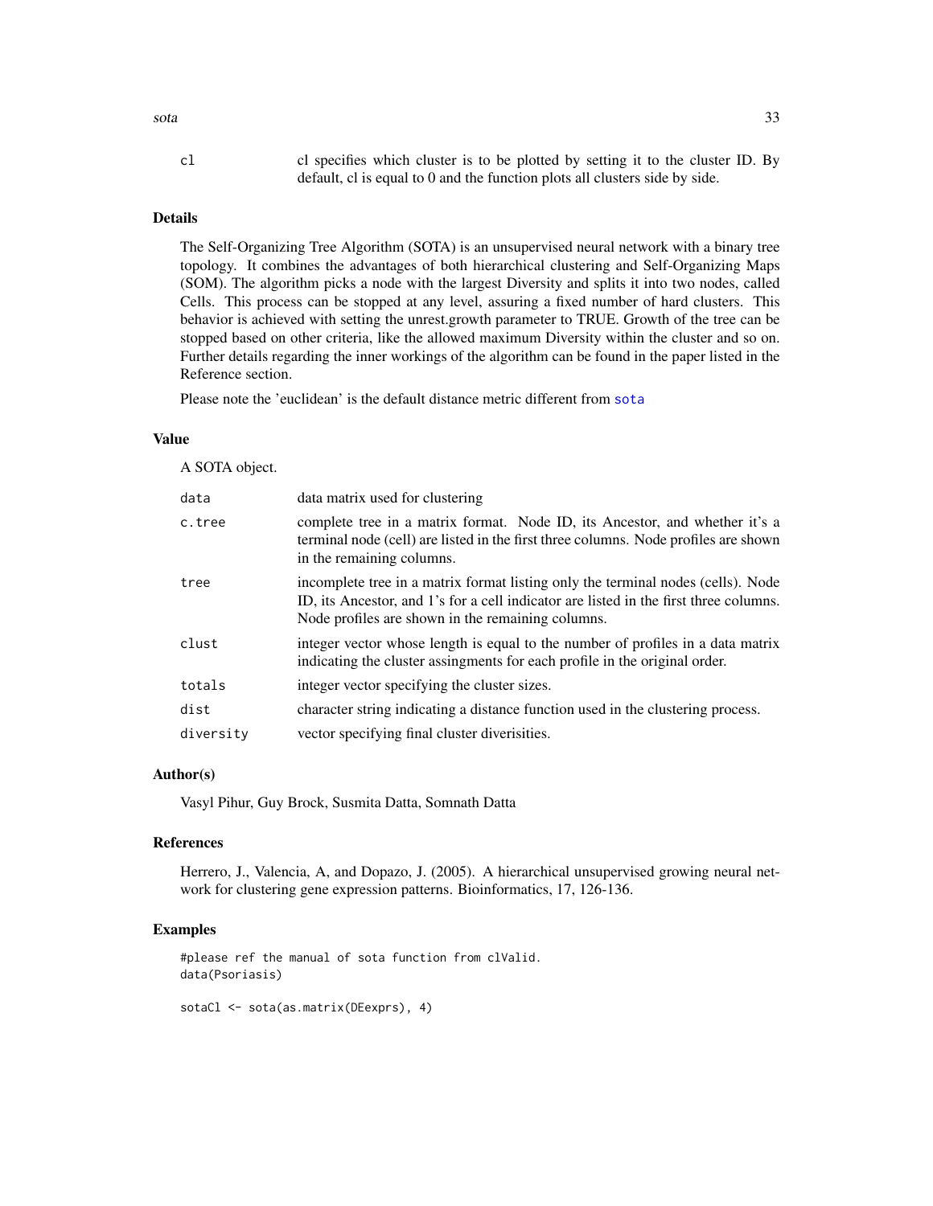| | |
|---|---|
| cl | cl specifies which cluster is to be plotted by setting it to the cluster ID. By default, cl is equal to 0 and the function plots all clusters side by side. |

## Details

The Self-Organizing Tree Algorithm (SOTA) is an unsupervised neural network with a binary tree topology. It combines the advantages of both hierarchical clustering and Self-Organizing Maps (SOM). The algorithm picks a node with the largest Diversity and splits it into two nodes, called Cells. This process can be stopped at any level, assuring a fixed number of hard clusters. This behavior is achieved with setting the unrest.growth parameter to TRUE. Growth of the tree can be stopped based on other criteria, like the allowed maximum Diversity within the cluster and so on. Further details regarding the inner workings of the algorithm can be found in the paper listed in the Reference section.

Please note the 'euclidean' is the default distance metric different from sota

## Value

A SOTA object.

| | |
|---|---|
| data | data matrix used for clustering |
| c.tree | complete tree in a matrix format. Node ID, its Ancestor, and whether it's a terminal node (cell) are listed in the first three columns. Node profiles are shown in the remaining columns. |
| tree | incomplete tree in a matrix format listing only the terminal nodes (cells). Node ID, its Ancestor, and 1's for a cell indicator are listed in the first three columns. Node profiles are shown in the remaining columns. |
| clust | integer vector whose length is equal to the number of profiles in a data matrix indicating the cluster assingments for each profile in the original order. |
| totals | integer vector specifying the cluster sizes. |
| dist | character string indicating a distance function used in the clustering process. |
| diversity | vector specifying final cluster diverisities. |

## Author(s)

Vasyl Pihur, Guy Brock, Susmita Datta, Somnath Datta

## References

Herrero, J., Valencia, A, and Dopazo, J. (2005). A hierarchical unsupervised growing neural network for clustering gene expression patterns. Bioinformatics, 17, 126-136.

## Examples

```
#please ref the manual of sota function from clValid.
data(Psoriasis)

sotaCl <- sota(as.matrix(DEexprs), 4)
```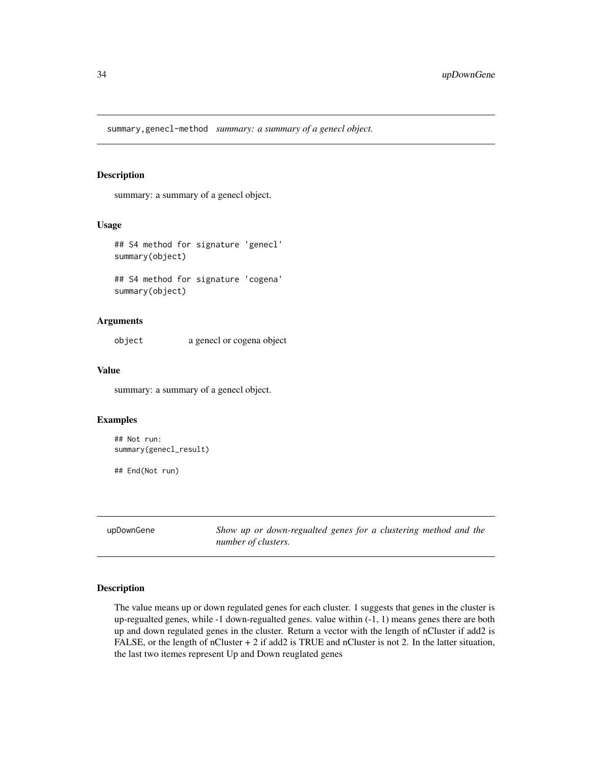## summary,genecl-method    *summary: a summary of a genecl object.*

### Description

summary: a summary of a genecl object.

### Usage

```
## S4 method for signature 'genecl'
summary(object)

## S4 method for signature 'cogena'
summary(object)
```

### Arguments

| | |
|---|---|
| object | a genecl or cogena object |

### Value

summary: a summary of a genecl object.

### Examples

```
## Not run:
summary(genecl_result)

## End(Not run)
```

## upDownGene    *Show up or down-regualted genes for a clustering method and the number of clusters.*

### Description

The value means up or down regulated genes for each cluster. 1 suggests that genes in the cluster is up-regualted genes, while -1 down-regualted genes. value within (-1, 1) means genes there are both up and down regulated genes in the cluster. Return a vector with the length of nCluster if add2 is FALSE, or the length of nCluster + 2 if add2 is TRUE and nCluster is not 2. In the latter situation, the last two itemes represent Up and Down reuglated genes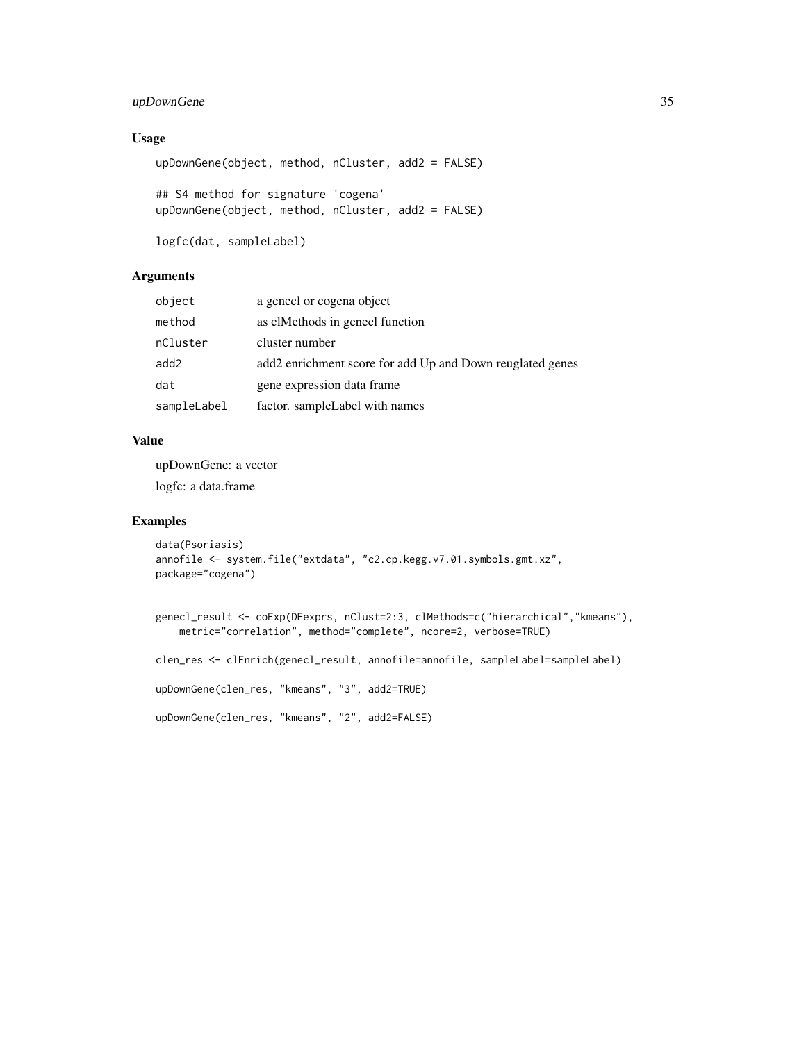## Usage

```
upDownGene(object, method, nCluster, add2 = FALSE)

## S4 method for signature 'cogena'
upDownGene(object, method, nCluster, add2 = FALSE)

logfc(dat, sampleLabel)
```

## Arguments

| | |
|---|---|
| object | a genecl or cogena object |
| method | as clMethods in genecl function |
| nCluster | cluster number |
| add2 | add2 enrichment score for add Up and Down reuglated genes |
| dat | gene expression data frame |
| sampleLabel | factor. sampleLabel with names |

## Value

upDownGene: a vector

logfc: a data.frame

## Examples

```
data(Psoriasis)
annofile <- system.file("extdata", "c2.cp.kegg.v7.01.symbols.gmt.xz",
package="cogena")


genecl_result <- coExp(DEexprs, nClust=2:3, clMethods=c("hierarchical","kmeans"),
    metric="correlation", method="complete", ncore=2, verbose=TRUE)

clen_res <- clEnrich(genecl_result, annofile=annofile, sampleLabel=sampleLabel)

upDownGene(clen_res, "kmeans", "3", add2=TRUE)

upDownGene(clen_res, "kmeans", "2", add2=FALSE)
```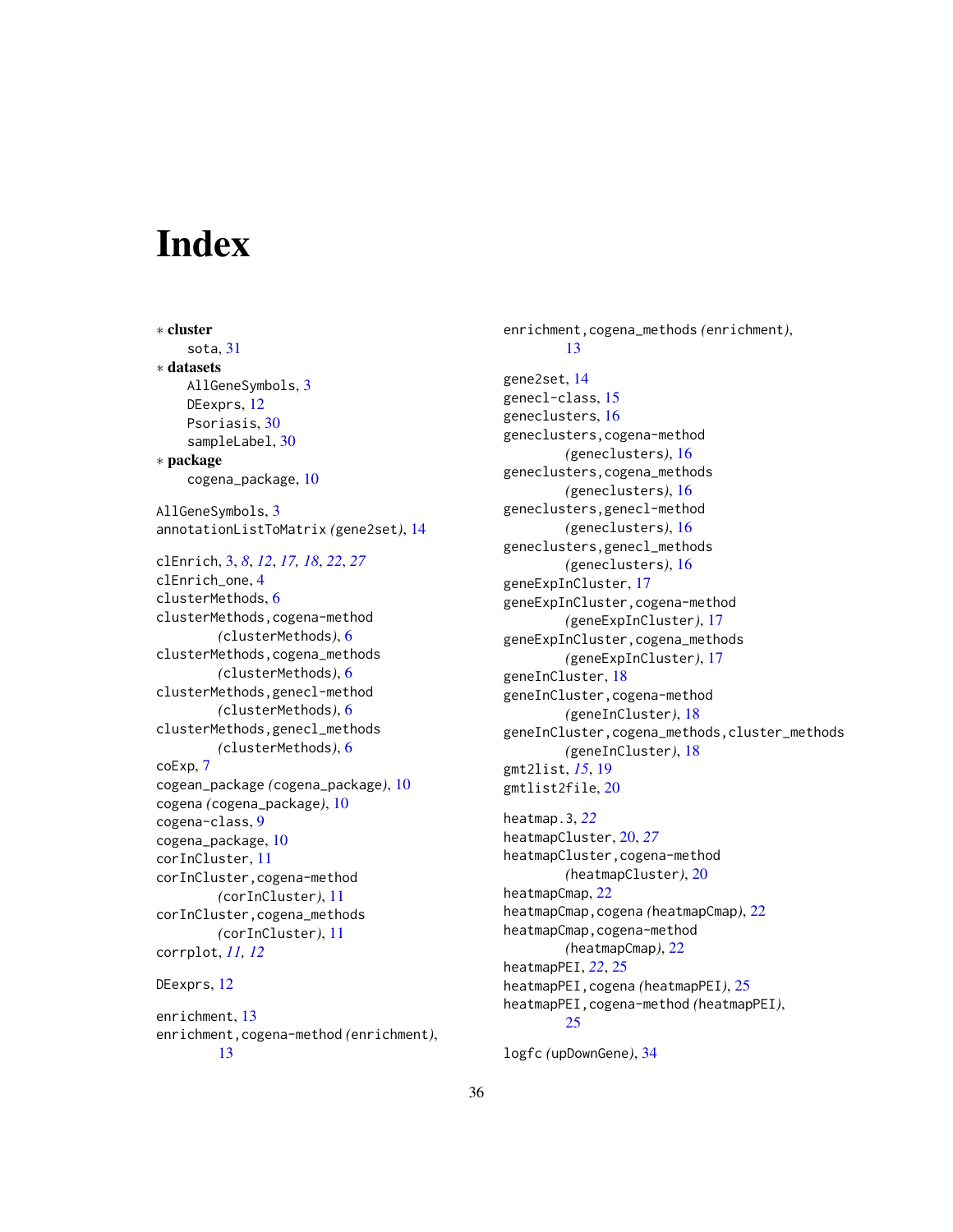# Index

∗ **cluster**
  sota, 31

∗ **datasets**
  AllGeneSymbols, 3
  DEexprs, 12
  Psoriasis, 30
  sampleLabel, 30

∗ **package**
  cogena_package, 10

AllGeneSymbols, 3
annotationListToMatrix *(gene2set)*, 14

clEnrich, 3, *8*, *12*, *17, 18*, *22*, *27*
clEnrich_one, 4
clusterMethods, 6
clusterMethods,cogena-method
  *(clusterMethods)*, 6
clusterMethods,cogena_methods
  *(clusterMethods)*, 6
clusterMethods,genecl-method
  *(clusterMethods)*, 6
clusterMethods,genecl_methods
  *(clusterMethods)*, 6
coExp, 7
cogean_package *(cogena_package)*, 10
cogena *(cogena_package)*, 10
cogena-class, 9
cogena_package, 10
corInCluster, 11
corInCluster,cogena-method
  *(corInCluster)*, 11
corInCluster,cogena_methods
  *(corInCluster)*, 11
corrplot, *11, 12*

DEexprs, 12

enrichment, 13
enrichment,cogena-method *(enrichment)*,
  13
enrichment,cogena_methods *(enrichment)*,
  13

gene2set, 14
genecl-class, 15
geneclusters, 16
geneclusters,cogena-method
  *(geneclusters)*, 16
geneclusters,cogena_methods
  *(geneclusters)*, 16
geneclusters,genecl-method
  *(geneclusters)*, 16
geneclusters,genecl_methods
  *(geneclusters)*, 16
geneExpInCluster, 17
geneExpInCluster,cogena-method
  *(geneExpInCluster)*, 17
geneExpInCluster,cogena_methods
  *(geneExpInCluster)*, 17
geneInCluster, 18
geneInCluster,cogena-method
  *(geneInCluster)*, 18
geneInCluster,cogena_methods,cluster_methods
  *(geneInCluster)*, 18
gmt2list, *15*, 19
gmtlist2file, 20

heatmap.3, *22*
heatmapCluster, 20, *27*
heatmapCluster,cogena-method
  *(heatmapCluster)*, 20
heatmapCmap, 22
heatmapCmap,cogena *(heatmapCmap)*, 22
heatmapCmap,cogena-method
  *(heatmapCmap)*, 22
heatmapPEI, *22*, 25
heatmapPEI,cogena *(heatmapPEI)*, 25
heatmapPEI,cogena-method *(heatmapPEI)*,
  25

logfc *(upDownGene)*, 34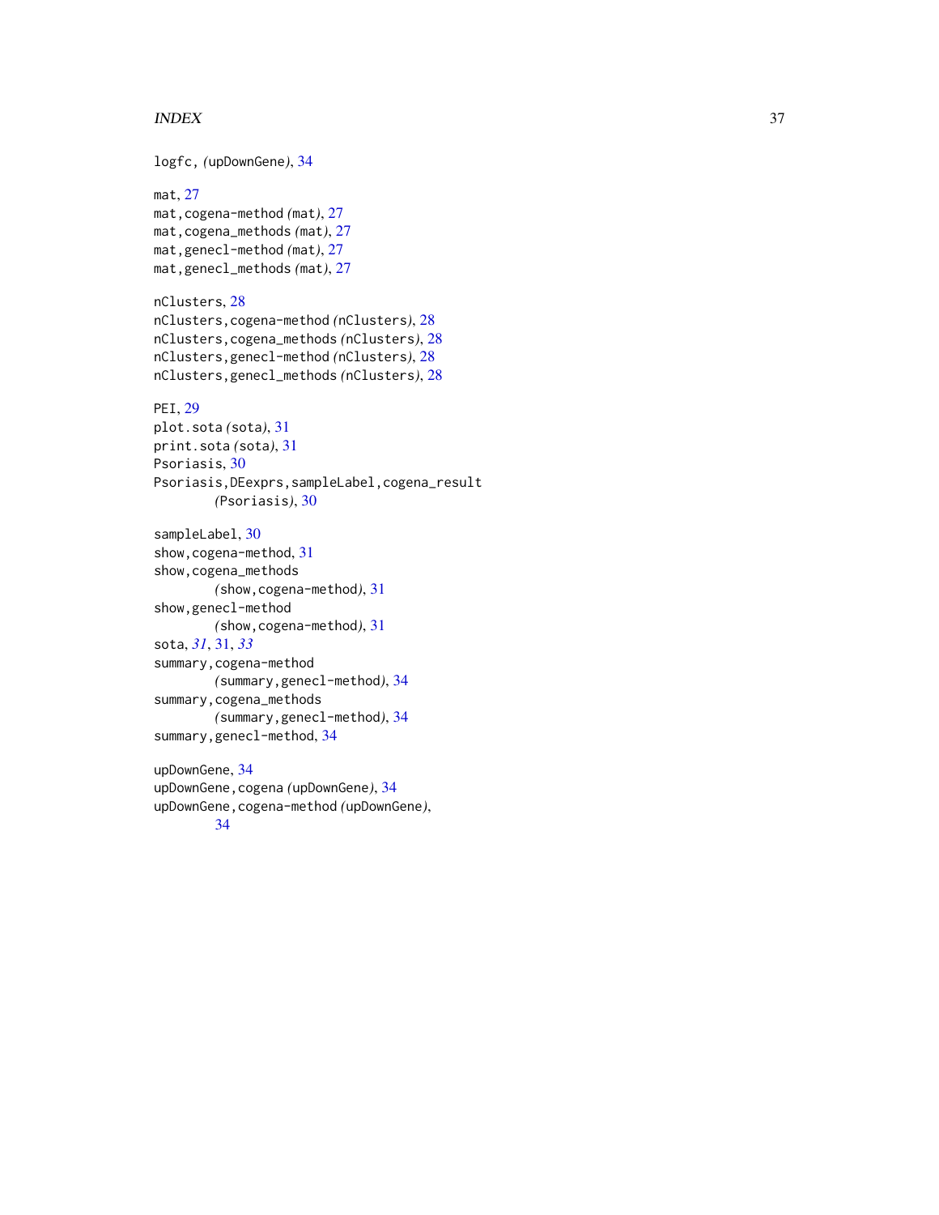logfc, *(*upDownGene*)*, 34

mat, 27
mat,cogena-method *(*mat*)*, 27
mat,cogena_methods *(*mat*)*, 27
mat,genecl-method *(*mat*)*, 27
mat,genecl_methods *(*mat*)*, 27

nClusters, 28
nClusters,cogena-method *(*nClusters*)*, 28
nClusters,cogena_methods *(*nClusters*)*, 28
nClusters,genecl-method *(*nClusters*)*, 28
nClusters,genecl_methods *(*nClusters*)*, 28

PEI, 29
plot.sota *(*sota*)*, 31
print.sota *(*sota*)*, 31
Psoriasis, 30
Psoriasis,DEexprs,sampleLabel,cogena_result
  *(*Psoriasis*)*, 30

sampleLabel, 30
show,cogena-method, 31
show,cogena_methods
  *(*show,cogena-method*)*, 31
show,genecl-method
  *(*show,cogena-method*)*, 31
sota, *31*, 31, *33*
summary,cogena-method
  *(*summary,genecl-method*)*, 34
summary,cogena_methods
  *(*summary,genecl-method*)*, 34
summary,genecl-method, 34

upDownGene, 34
upDownGene,cogena *(*upDownGene*)*, 34
upDownGene,cogena-method *(*upDownGene*)*,
  34